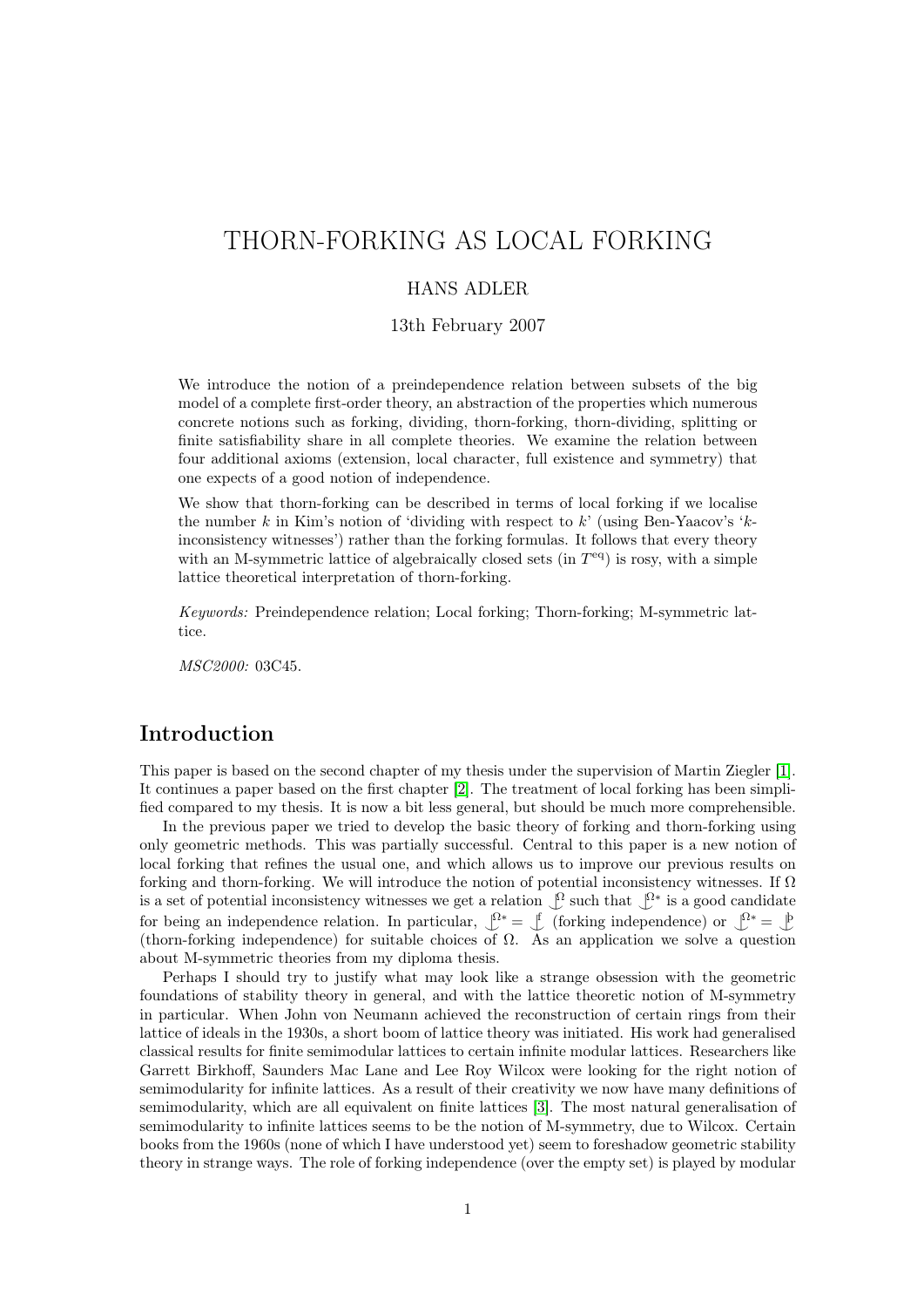# THORN-FORKING AS LOCAL FORKING

HANS ADLER

13th February 2007

We introduce the notion of a preindependence relation between subsets of the big model of a complete first-order theory, an abstraction of the properties which numerous concrete notions such as forking, dividing, thorn-forking, thorn-dividing, splitting or finite satisfiability share in all complete theories. We examine the relation between four additional axioms (extension, local character, full existence and symmetry) that one expects of a good notion of independence.

We show that thorn-forking can be described in terms of local forking if we localise the number $k$ in Kim's notion of 'dividing with respect to $k$' (using Ben-Yaacov's '$k$-inconsistency witnesses') rather than the forking formulas. It follows that every theory with an M-symmetric lattice of algebraically closed sets (in $T^{\mathrm{eq}}$) is rosy, with a simple lattice theoretical interpretation of thorn-forking.

*Keywords:* Preindependence relation; Local forking; Thorn-forking; M-symmetric lattice.

*MSC2000:* 03C45.

## Introduction

This paper is based on the second chapter of my thesis under the supervision of Martin Ziegler [1]. It continues a paper based on the first chapter [2]. The treatment of local forking has been simplified compared to my thesis. It is now a bit less general, but should be much more comprehensible.

In the previous paper we tried to develop the basic theory of forking and thorn-forking using only geometric methods. This was partially successful. Central to this paper is a new notion of local forking that refines the usual one, and which allows us to improve our previous results on forking and thorn-forking. We will introduce the notion of potential inconsistency witnesses. If $\Omega$ is a set of potential inconsistency witnesses we get a relation $\mathop{\smile\!\!\!\!\!\!|}\nolimits^{\Omega}$ such that $\mathop{\smile\!\!\!\!\!\!|}\nolimits^{\Omega*}$ is a good candidate for being an independence relation. In particular, $\mathop{\smile\!\!\!\!\!\!|}\nolimits^{\Omega*} = \mathop{\smile\!\!\!\!\!\!|}\nolimits^{\mathrm{f}}$ (forking independence) or $\mathop{\smile\!\!\!\!\!\!|}\nolimits^{\Omega*} = \mathop{\smile\!\!\!\!\!\!|}\nolimits^{\text{þ}}$ (thorn-forking independence) for suitable choices of $\Omega$. As an application we solve a question about M-symmetric theories from my diploma thesis.

Perhaps I should try to justify what may look like a strange obsession with the geometric foundations of stability theory in general, and with the lattice theoretic notion of M-symmetry in particular. When John von Neumann achieved the reconstruction of certain rings from their lattice of ideals in the 1930s, a short boom of lattice theory was initiated. His work had generalised classical results for finite semimodular lattices to certain infinite modular lattices. Researchers like Garrett Birkhoff, Saunders Mac Lane and Lee Roy Wilcox were looking for the right notion of semimodularity for infinite lattices. As a result of their creativity we now have many definitions of semimodularity, which are all equivalent on finite lattices [3]. The most natural generalisation of semimodularity to infinite lattices seems to be the notion of M-symmetry, due to Wilcox. Certain books from the 1960s (none of which I have understood yet) seem to foreshadow geometric stability theory in strange ways. The role of forking independence (over the empty set) is played by modular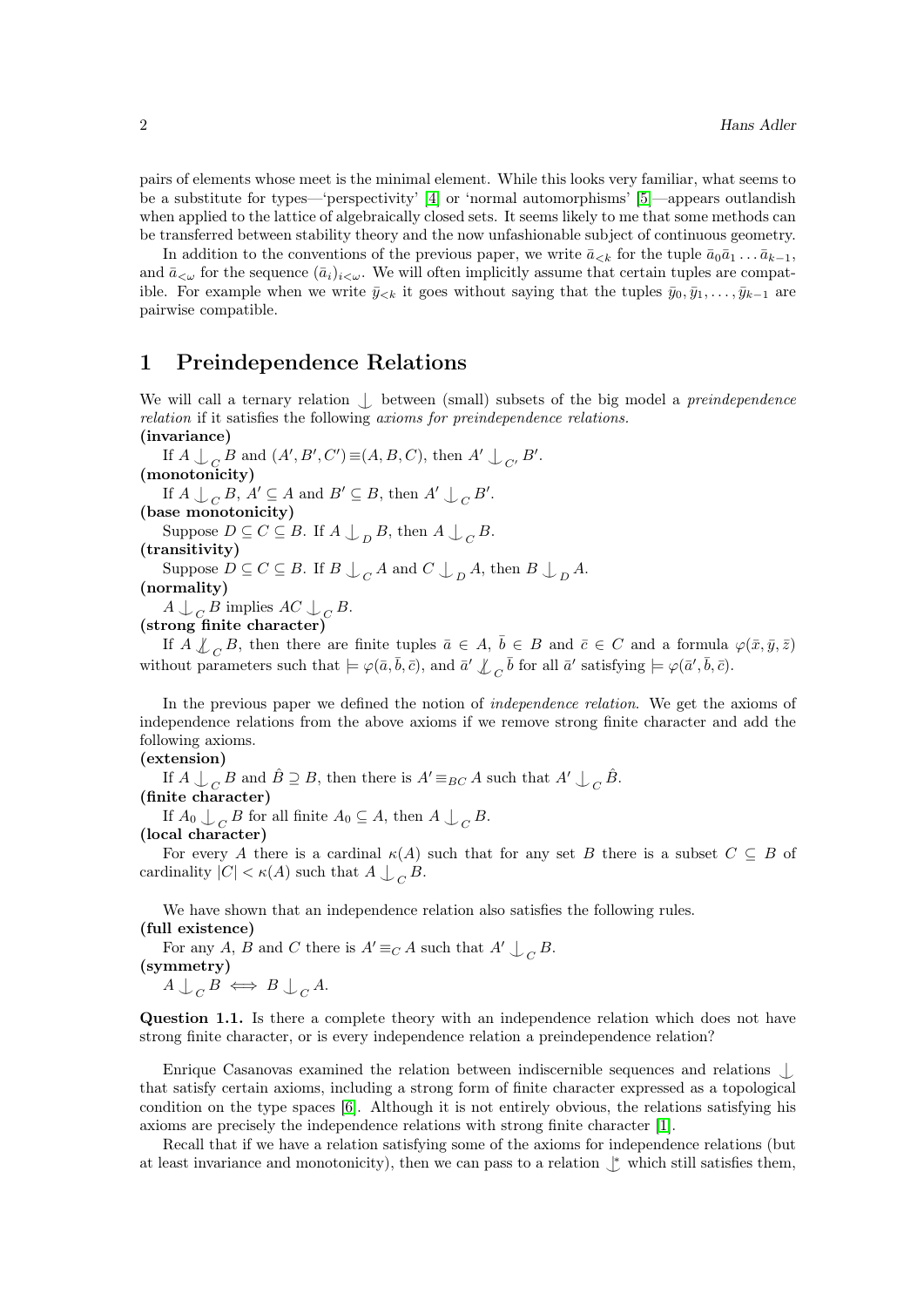pairs of elements whose meet is the minimal element. While this looks very familiar, what seems to be a substitute for types—'perspectivity' [4] or 'normal automorphisms' [5]—appears outlandish when applied to the lattice of algebraically closed sets. It seems likely to me that some methods can be transferred between stability theory and the now unfashionable subject of continuous geometry.

In addition to the conventions of the previous paper, we write $\bar{a}_{<k}$ for the tuple $\bar{a}_0\bar{a}_1\ldots\bar{a}_{k-1}$, and $\bar{a}_{<\omega}$ for the sequence $(\bar{a}_i)_{i<\omega}$. We will often implicitly assume that certain tuples are compatible. For example when we write $\bar{y}_{<k}$ it goes without saying that the tuples $\bar{y}_0, \bar{y}_1, \ldots, \bar{y}_{k-1}$ are pairwise compatible.

# 1 Preindependence Relations

We will call a ternary relation $\mathop{\smile}\limits^{|}$ between (small) subsets of the big model a *preindependence relation* if it satisfies the following *axioms for preindependence relations.*

**(invariance)**
If $A \mathop{\smile}\limits^{|}_C B$ and $(A', B', C') \equiv (A, B, C)$, then $A' \mathop{\smile}\limits^{|}_{C'} B'$.

**(monotonicity)**
If $A \mathop{\smile}\limits^{|}_C B$, $A' \subseteq A$ and $B' \subseteq B$, then $A' \mathop{\smile}\limits^{|}_C B'$.

**(base monotonicity)**
Suppose $D \subseteq C \subseteq B$. If $A \mathop{\smile}\limits^{|}_D B$, then $A \mathop{\smile}\limits^{|}_C B$.

**(transitivity)**
Suppose $D \subseteq C \subseteq B$. If $B \mathop{\smile}\limits^{|}_C A$ and $C \mathop{\smile}\limits^{|}_D A$, then $B \mathop{\smile}\limits^{|}_D A$.

**(normality)**
$A \mathop{\smile}\limits^{|}_C B$ implies $AC \mathop{\smile}\limits^{|}_C B$.

**(strong finite character)**
If $A \not\mathop{\smile}\limits^{|}_C B$, then there are finite tuples $\bar{a} \in A$, $\bar{b} \in B$ and $\bar{c} \in C$ and a formula $\varphi(\bar{x}, \bar{y}, \bar{z})$ without parameters such that $\models \varphi(\bar{a}, \bar{b}, \bar{c})$, and $\bar{a}' \not\mathop{\smile}\limits^{|}_C \bar{b}$ for all $\bar{a}'$ satisfying $\models \varphi(\bar{a}', \bar{b}, \bar{c})$.

In the previous paper we defined the notion of *independence relation*. We get the axioms of independence relations from the above axioms if we remove strong finite character and add the following axioms.

**(extension)**
If $A \mathop{\smile}\limits^{|}_C B$ and $\hat{B} \supseteq B$, then there is $A' \equiv_{BC} A$ such that $A' \mathop{\smile}\limits^{|}_C \hat{B}$.

**(finite character)**
If $A_0 \mathop{\smile}\limits^{|}_C B$ for all finite $A_0 \subseteq A$, then $A \mathop{\smile}\limits^{|}_C B$.

**(local character)**
For every $A$ there is a cardinal $\kappa(A)$ such that for any set $B$ there is a subset $C \subseteq B$ of cardinality $|C| < \kappa(A)$ such that $A \mathop{\smile}\limits^{|}_C B$.

We have shown that an independence relation also satisfies the following rules.

**(full existence)**
For any $A$, $B$ and $C$ there is $A' \equiv_C A$ such that $A' \mathop{\smile}\limits^{|}_C B$.

**(symmetry)**
$A \mathop{\smile}\limits^{|}_C B \iff B \mathop{\smile}\limits^{|}_C A$.

**Question 1.1.** Is there a complete theory with an independence relation which does not have strong finite character, or is every independence relation a preindependence relation?

Enrique Casanovas examined the relation between indiscernible sequences and relations $\mathop{\smile}\limits^{|}$ that satisfy certain axioms, including a strong form of finite character expressed as a topological condition on the type spaces [6]. Although it is not entirely obvious, the relations satisfying his axioms are precisely the independence relations with strong finite character [1].

Recall that if we have a relation satisfying some of the axioms for independence relations (but at least invariance and monotonicity), then we can pass to a relation $\mathop{\smile}\limits^{|*}$ which still satisfies them,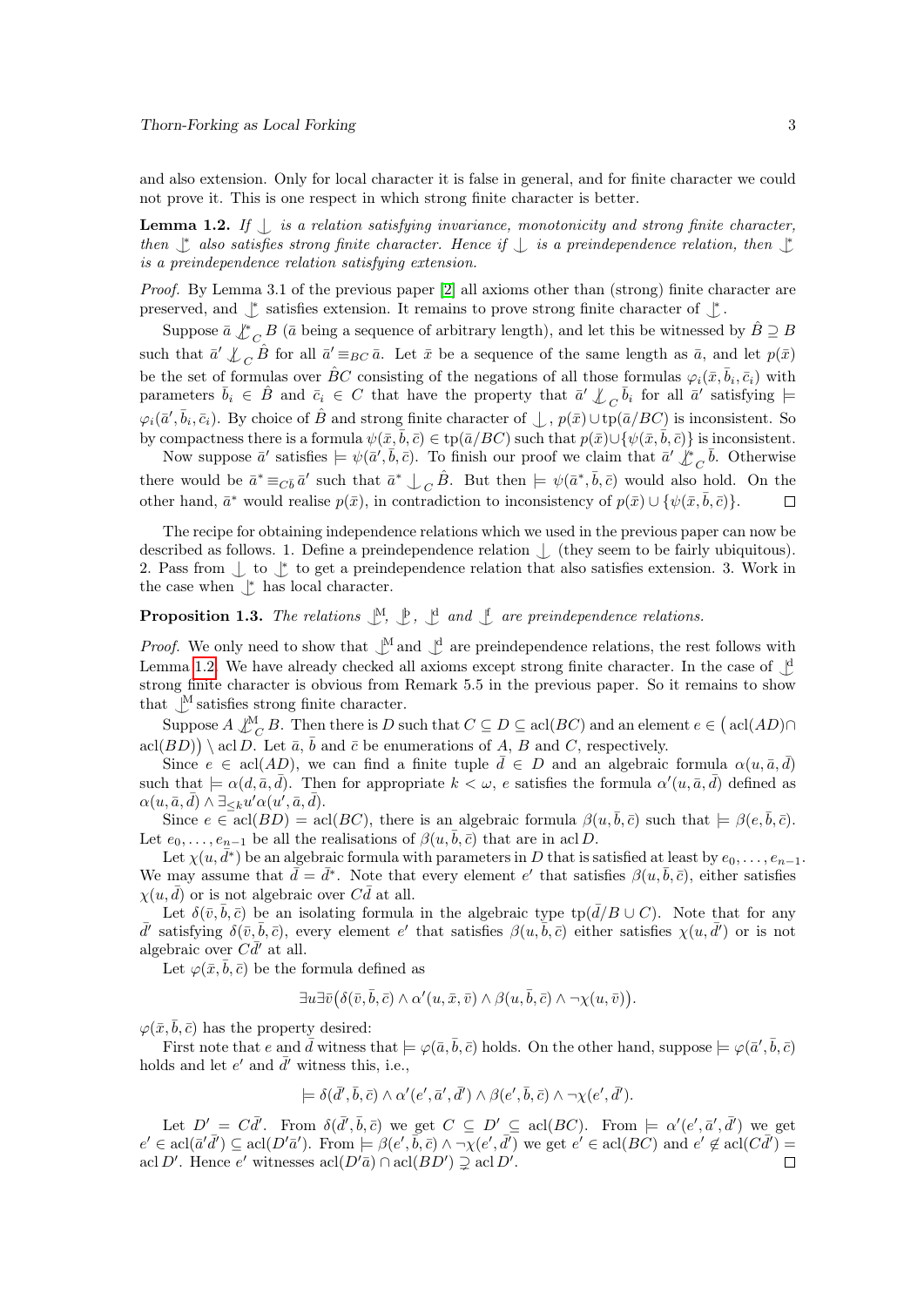and also extension. Only for local character it is false in general, and for finite character we could not prove it. This is one respect in which strong finite character is better.

**Lemma 1.2.** *If $\mathop{\smile\!\!\!\!\!\!|}\,$ is a relation satisfying invariance, monotonicity and strong finite character, then $\mathop{\smile\!\!\!\!\!\!|}^{*}$ also satisfies strong finite character. Hence if $\mathop{\smile\!\!\!\!\!\!|}\,$ is a preindependence relation, then $\mathop{\smile\!\!\!\!\!\!|}^{*}$ is a preindependence relation satisfying extension.*

*Proof.* By Lemma 3.1 of the previous paper [2] all axioms other than (strong) finite character are preserved, and $\mathop{\smile\!\!\!\!\!\!|}^{*}$ satisfies extension. It remains to prove strong finite character of $\mathop{\smile\!\!\!\!\!\!|}^{*}$.

Suppose $\bar a \not\mathop{\smile\!\!\!\!\!\!|}^{*}_{C} B$ ($\bar a$ being a sequence of arbitrary length), and let this be witnessed by $\hat B \supseteq B$ such that $\bar a' \not\mathop{\smile\!\!\!\!\!\!|}_{C} \hat B$ for all $\bar a' \equiv_{BC} \bar a$. Let $\bar x$ be a sequence of the same length as $\bar a$, and let $p(\bar x)$ be the set of formulas over $\hat B C$ consisting of the negations of all those formulas $\varphi_i(\bar x, \bar b_i, \bar c_i)$ with parameters $\bar b_i \in \hat B$ and $\bar c_i \in C$ that have the property that $\bar a' \not\mathop{\smile\!\!\!\!\!\!|}_{C} \bar b_i$ for all $\bar a'$ satisfying $\models \varphi_i(\bar a', \bar b_i, \bar c_i)$. By choice of $\hat B$ and strong finite character of $\mathop{\smile\!\!\!\!\!\!|}$, $p(\bar x) \cup \mathrm{tp}(\bar a/BC)$ is inconsistent. So by compactness there is a formula $\psi(\bar x, \bar b, \bar c) \in \mathrm{tp}(\bar a/BC)$ such that $p(\bar x) \cup \{\psi(\bar x, \bar b, \bar c)\}$ is inconsistent.

Now suppose $\bar a'$ satisfies $\models \psi(\bar a', \bar b, \bar c)$. To finish our proof we claim that $\bar a' \not\mathop{\smile\!\!\!\!\!\!|}^{*}_{C} \bar b$. Otherwise there would be $\bar a^* \equiv_{C\bar b} \bar a'$ such that $\bar a^* \mathop{\smile\!\!\!\!\!\!|}_{C} \hat B$. But then $\models \psi(\bar a^*, \bar b, \bar c)$ would also hold. On the other hand, $\bar a^*$ would realise $p(\bar x)$, in contradiction to inconsistency of $p(\bar x) \cup \{\psi(\bar x, \bar b, \bar c)\}$. □

The recipe for obtaining independence relations which we used in the previous paper can now be described as follows. 1. Define a preindependence relation $\mathop{\smile\!\!\!\!\!\!|}$ (they seem to be fairly ubiquitous). 2. Pass from $\mathop{\smile\!\!\!\!\!\!|}$ to $\mathop{\smile\!\!\!\!\!\!|}^{*}$ to get a preindependence relation that also satisfies extension. 3. Work in the case when $\mathop{\smile\!\!\!\!\!\!|}^{*}$ has local character.

**Proposition 1.3.** *The relations $\mathop{\smile\!\!\!\!\!\!|}^{\mathrm{M}}$, $\mathop{\smile\!\!\!\!\!\!|}^{\text{þ}}$, $\mathop{\smile\!\!\!\!\!\!|}^{\mathrm{d}}$ and $\mathop{\smile\!\!\!\!\!\!|}^{\mathrm{f}}$ are preindependence relations.*

*Proof.* We only need to show that $\mathop{\smile\!\!\!\!\!\!|}^{\mathrm{M}}$ and $\mathop{\smile\!\!\!\!\!\!|}^{\mathrm{d}}$ are preindependence relations, the rest follows with Lemma 1.2. We have already checked all axioms except strong finite character. In the case of $\mathop{\smile\!\!\!\!\!\!|}^{\mathrm{d}}$ strong finite character is obvious from Remark 5.5 in the previous paper. So it remains to show that $\mathop{\smile\!\!\!\!\!\!|}^{\mathrm{M}}$ satisfies strong finite character.

Suppose $A \not\mathop{\smile\!\!\!\!\!\!|}^{\mathrm{M}}_{C} B$. Then there is $D$ such that $C \subseteq D \subseteq \mathrm{acl}(BC)$ and an element $e \in \big(\mathrm{acl}(AD) \cap \mathrm{acl}(BD)\big) \setminus \mathrm{acl}\, D$. Let $\bar a$, $\bar b$ and $\bar c$ be enumerations of $A$, $B$ and $C$, respectively.

Since $e \in \mathrm{acl}(AD)$, we can find a finite tuple $\bar d \in D$ and an algebraic formula $\alpha(u, \bar a, \bar d)$ such that $\models \alpha(d, \bar a, \bar d)$. Then for appropriate $k < \omega$, $e$ satisfies the formula $\alpha'(u, \bar a, \bar d)$ defined as $\alpha(u, \bar a, \bar d) \wedge \exists_{\le k} u' \alpha(u', \bar a, \bar d)$.

Since $e \in \mathrm{acl}(BD) = \mathrm{acl}(BC)$, there is an algebraic formula $\beta(u, \bar b, \bar c)$ such that $\models \beta(e, \bar b, \bar c)$. Let $e_0, \ldots, e_{n-1}$ be all the realisations of $\beta(u, \bar b, \bar c)$ that are in $\mathrm{acl}\, D$.

Let $\chi(u, \bar d^*)$ be an algebraic formula with parameters in $D$ that is satisfied at least by $e_0, \ldots, e_{n-1}$. We may assume that $\bar d = \bar d^*$. Note that every element $e'$ that satisfies $\beta(u, \bar b, \bar c)$, either satisfies $\chi(u, \bar d)$ or is not algebraic over $C\bar d$ at all.

Let $\delta(\bar v, \bar b, \bar c)$ be an isolating formula in the algebraic type $\mathrm{tp}(\bar d/B \cup C)$. Note that for any $\bar d'$ satisfying $\delta(\bar v, \bar b, \bar c)$, every element $e'$ that satisfies $\beta(u, \bar b, \bar c)$ either satisfies $\chi(u, \bar d')$ or is not algebraic over $C\bar d'$ at all.

Let $\varphi(\bar x, \bar b, \bar c)$ be the formula defined as

$$\exists u \exists \bar v \big(\delta(\bar v, \bar b, \bar c) \wedge \alpha'(u, \bar x, \bar v) \wedge \beta(u, \bar b, \bar c) \wedge \neg\chi(u, \bar v)\big).$$

$\varphi(\bar x, \bar b, \bar c)$ has the property desired:

First note that $e$ and $\bar d$ witness that $\models \varphi(\bar a, \bar b, \bar c)$ holds. On the other hand, suppose $\models \varphi(\bar a', \bar b, \bar c)$ holds and let $e'$ and $\bar d'$ witness this, i.e.,

$$\models \delta(\bar d', \bar b, \bar c) \wedge \alpha'(e', \bar a', \bar d') \wedge \beta(e', \bar b, \bar c) \wedge \neg\chi(e', \bar d').$$

Let $D' = C\bar d'$. From $\delta(\bar d', \bar b, \bar c)$ we get $C \subseteq D' \subseteq \mathrm{acl}(BC)$. From $\models \alpha'(e', \bar a', \bar d')$ we get $e' \in \mathrm{acl}(\bar a' \bar d') \subseteq \mathrm{acl}(D' \bar a')$. From $\models \beta(e', \bar b, \bar c) \wedge \neg\chi(e', \bar d')$ we get $e' \in \mathrm{acl}(BC)$ and $e' \notin \mathrm{acl}(C\bar d') = \mathrm{acl}\, D'$. Hence $e'$ witnesses $\mathrm{acl}(D'\bar a) \cap \mathrm{acl}(BD') \supsetneq \mathrm{acl}\, D'$. □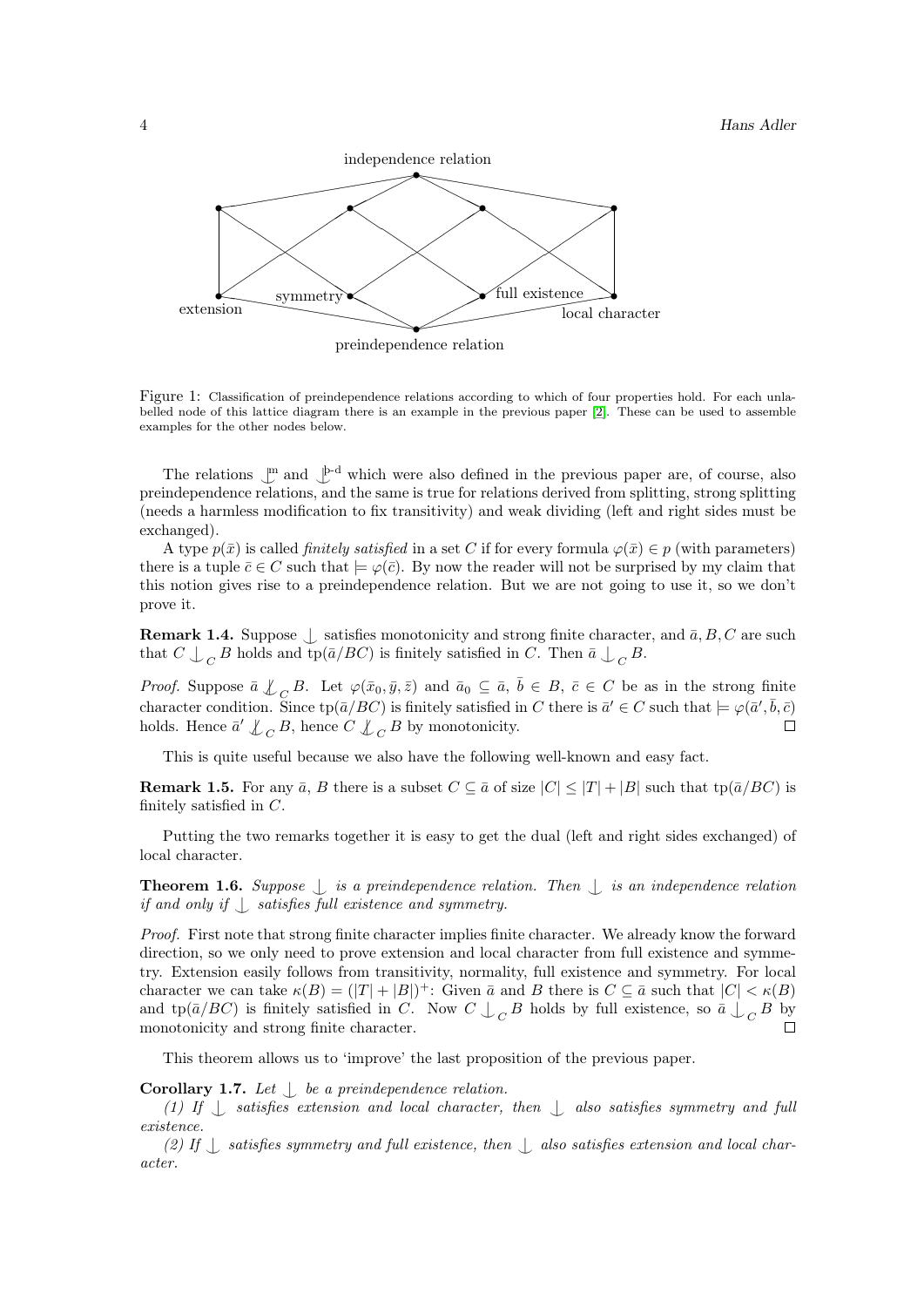Figure 1: Classification of preindependence relations according to which of four properties hold. For each unlabelled node of this lattice diagram there is an example in the previous paper [2]. These can be used to assemble examples for the other nodes below.

The relations $\mathop{\smile\!\!\!\!\!\!|}^{\mathrm{m}}$ and $\mathop{\smile\!\!\!\!\!\!|}^{\mathrm{þ\text{-}d}}$ which were also defined in the previous paper are, of course, also preindependence relations, and the same is true for relations derived from splitting, strong splitting (needs a harmless modification to fix transitivity) and weak dividing (left and right sides must be exchanged).

A type $p(\bar{x})$ is called *finitely satisfied* in a set $C$ if for every formula $\varphi(\bar{x}) \in p$ (with parameters) there is a tuple $\bar{c} \in C$ such that $\models \varphi(\bar{c})$. By now the reader will not be surprised by my claim that this notion gives rise to a preindependence relation. But we are not going to use it, so we don't prove it.

**Remark 1.4.** Suppose $\mathop{\smile\!\!\!\!\!\!|}$ satisfies monotonicity and strong finite character, and $\bar{a}, B, C$ are such that $C \mathop{\smile\!\!\!\!\!\!|}_C B$ holds and $\mathrm{tp}(\bar{a}/BC)$ is finitely satisfied in $C$. Then $\bar{a} \mathop{\smile\!\!\!\!\!\!|}_C B$.

*Proof.* Suppose $\bar{a} \not\mathop{\smile\!\!\!\!\!\!|}_C B$. Let $\varphi(\bar{x}_0, \bar{y}, \bar{z})$ and $\bar{a}_0 \subseteq \bar{a}$, $\bar{b} \in B$, $\bar{c} \in C$ be as in the strong finite character condition. Since $\mathrm{tp}(\bar{a}/BC)$ is finitely satisfied in $C$ there is $\bar{a}' \in C$ such that $\models \varphi(\bar{a}', \bar{b}, \bar{c})$ holds. Hence $\bar{a}' \not\mathop{\smile\!\!\!\!\!\!|}_C B$, hence $C \not\mathop{\smile\!\!\!\!\!\!|}_C B$ by monotonicity. $\square$

This is quite useful because we also have the following well-known and easy fact.

**Remark 1.5.** For any $\bar{a}$, $B$ there is a subset $C \subseteq \bar{a}$ of size $|C| \leq |T| + |B|$ such that $\mathrm{tp}(\bar{a}/BC)$ is finitely satisfied in $C$.

Putting the two remarks together it is easy to get the dual (left and right sides exchanged) of local character.

**Theorem 1.6.** *Suppose $\mathop{\smile\!\!\!\!\!\!|}$ is a preindependence relation. Then $\mathop{\smile\!\!\!\!\!\!|}$ is an independence relation if and only if $\mathop{\smile\!\!\!\!\!\!|}$ satisfies full existence and symmetry.*

*Proof.* First note that strong finite character implies finite character. We already know the forward direction, so we only need to prove extension and local character from full existence and symmetry. Extension easily follows from transitivity, normality, full existence and symmetry. For local character we can take $\kappa(B) = (|T| + |B|)^+$: Given $\bar{a}$ and $B$ there is $C \subseteq \bar{a}$ such that $|C| < \kappa(B)$ and $\mathrm{tp}(\bar{a}/BC)$ is finitely satisfied in $C$. Now $C \mathop{\smile\!\!\!\!\!\!|}_C B$ holds by full existence, so $\bar{a} \mathop{\smile\!\!\!\!\!\!|}_C B$ by monotonicity and strong finite character. $\square$

This theorem allows us to 'improve' the last proposition of the previous paper.

**Corollary 1.7.** *Let $\mathop{\smile\!\!\!\!\!\!|}$ be a preindependence relation.*

*(1) If $\mathop{\smile\!\!\!\!\!\!|}$ satisfies extension and local character, then $\mathop{\smile\!\!\!\!\!\!|}$ also satisfies symmetry and full existence.*

*(2) If $\mathop{\smile\!\!\!\!\!\!|}$ satisfies symmetry and full existence, then $\mathop{\smile\!\!\!\!\!\!|}$ also satisfies extension and local character.*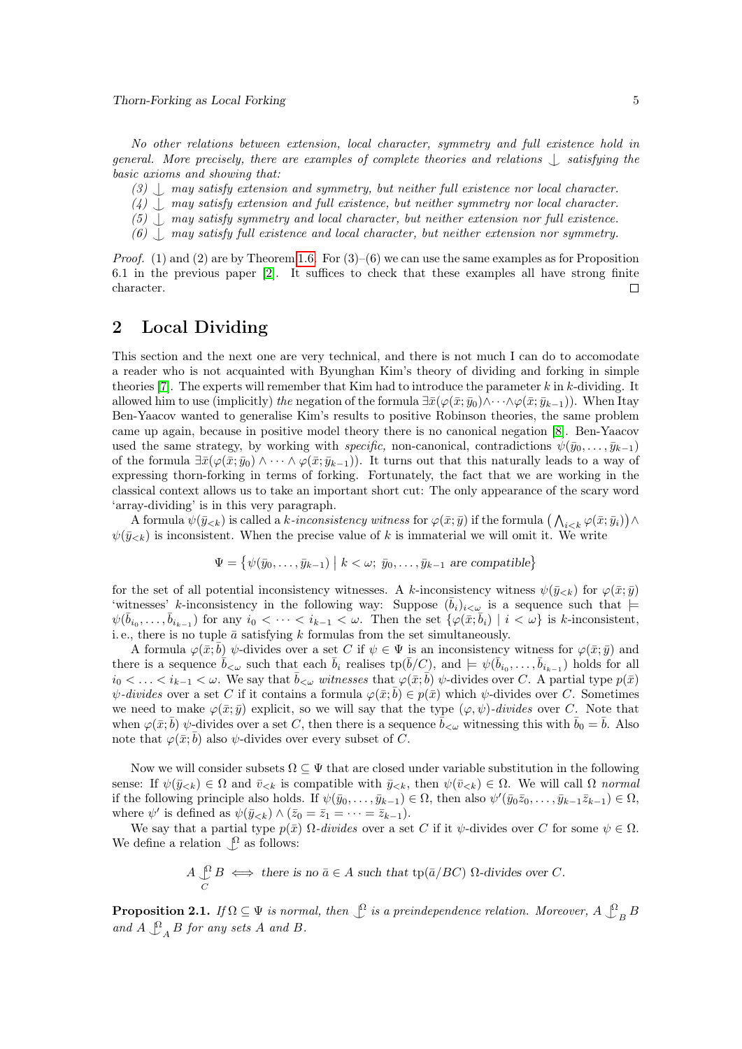*No other relations between extension, local character, symmetry and full existence hold in general. More precisely, there are examples of complete theories and relations $\mathop{\smile\!\!\!\!\!|}$ satisfying the basic axioms and showing that:*

*(3) $\mathop{\smile\!\!\!\!\!|}$ may satisfy extension and symmetry, but neither full existence nor local character.*
*(4) $\mathop{\smile\!\!\!\!\!|}$ may satisfy extension and full existence, but neither symmetry nor local character.*
*(5) $\mathop{\smile\!\!\!\!\!|}$ may satisfy symmetry and local character, but neither extension nor full existence.*
*(6) $\mathop{\smile\!\!\!\!\!|}$ may satisfy full existence and local character, but neither extension nor symmetry.*

*Proof.* (1) and (2) are by Theorem 1.6. For (3)–(6) we can use the same examples as for Proposition 6.1 in the previous paper [2]. It suffices to check that these examples all have strong finite character. □

## 2 Local Dividing

This section and the next one are very technical, and there is not much I can do to accomodate a reader who is not acquainted with Byunghan Kim's theory of dividing and forking in simple theories [7]. The experts will remember that Kim had to introduce the parameter $k$ in $k$-dividing. It allowed him to use (implicitly) *the* negation of the formula $\exists\bar{x}(\varphi(\bar{x};\bar{y}_0)\wedge\cdots\wedge\varphi(\bar{x};\bar{y}_{k-1}))$. When Itay Ben-Yaacov wanted to generalise Kim's results to positive Robinson theories, the same problem came up again, because in positive model theory there is no canonical negation [8]. Ben-Yaacov used the same strategy, by working with *specific,* non-canonical, contradictions $\psi(\bar{y}_0,\ldots,\bar{y}_{k-1})$ of the formula $\exists\bar{x}(\varphi(\bar{x};\bar{y}_0)\wedge\cdots\wedge\varphi(\bar{x};\bar{y}_{k-1}))$. It turns out that this naturally leads to a way of expressing thorn-forking in terms of forking. Fortunately, the fact that we are working in the classical context allows us to take an important short cut: The only appearance of the scary word 'array-dividing' is in this very paragraph.

A formula $\psi(\bar{y}_{<k})$ is called a *$k$-inconsistency witness* for $\varphi(\bar{x};\bar{y})$ if the formula $\bigl(\bigwedge_{i<k}\varphi(\bar{x};\bar{y}_i)\bigr)\wedge\psi(\bar{y}_{<k})$ is inconsistent. When the precise value of $k$ is immaterial we will omit it. We write

$$\Psi=\bigl\{\psi(\bar{y}_0,\ldots,\bar{y}_{k-1})\bigm| k<\omega;\ \bar{y}_0,\ldots,\bar{y}_{k-1}\text{ are compatible}\bigr\}$$

for the set of all potential inconsistency witnesses. A $k$-inconsistency witness $\psi(\bar{y}_{<k})$ for $\varphi(\bar{x};\bar{y})$ 'witnesses' $k$-inconsistency in the following way: Suppose $(\bar{b}_i)_{i<\omega}$ is a sequence such that $\models\psi(\bar{b}_{i_0},\ldots,\bar{b}_{i_{k-1}})$ for any $i_0<\cdots<i_{k-1}<\omega$. Then the set $\{\varphi(\bar{x};\bar{b}_i)\mid i<\omega\}$ is $k$-inconsistent, i.e., there is no tuple $\bar{a}$ satisfying $k$ formulas from the set simultaneously.

A formula $\varphi(\bar{x};\bar{b})$ *$\psi$-divides* over a set $C$ if $\psi\in\Psi$ is an inconsistency witness for $\varphi(\bar{x};\bar{y})$ and there is a sequence $\bar{b}_{<\omega}$ such that each $\bar{b}_i$ realises $\operatorname{tp}(\bar{b}/C)$, and $\models\psi(\bar{b}_{i_0},\ldots,\bar{b}_{i_{k-1}})$ holds for all $i_0<\ldots<i_{k-1}<\omega$. We say that $\bar{b}_{<\omega}$ *witnesses* that $\varphi(\bar{x};\bar{b})$ $\psi$-divides over $C$. A partial type $p(\bar{x})$ *$\psi$-divides* over a set $C$ if it contains a formula $\varphi(\bar{x};\bar{b})\in p(\bar{x})$ which $\psi$-divides over $C$. Sometimes we need to make $\varphi(\bar{x};\bar{y})$ explicit, so we will say that the type $(\varphi,\psi)$-*divides* over $C$. Note that when $\varphi(\bar{x};\bar{b})$ $\psi$-divides over a set $C$, then there is a sequence $\bar{b}_{<\omega}$ witnessing this with $\bar{b}_0=\bar{b}$. Also note that $\varphi(\bar{x};\bar{b})$ also $\psi$-divides over every subset of $C$.

Now we will consider subsets $\Omega\subseteq\Psi$ that are closed under variable substitution in the following sense: If $\psi(\bar{y}_{<k})\in\Omega$ and $\bar{v}_{<k}$ is compatible with $\bar{y}_{<k}$, then $\psi(\bar{v}_{<k})\in\Omega$. We will call $\Omega$ *normal* if the following principle also holds. If $\psi(\bar{y}_0,\ldots,\bar{y}_{k-1})\in\Omega$, then also $\psi'(\bar{y}_0\bar{z}_0,\ldots,\bar{y}_{k-1}\bar{z}_{k-1})\in\Omega$, where $\psi'$ is defined as $\psi(\bar{y}_{<k})\wedge(\bar{z}_0=\bar{z}_1=\cdots=\bar{z}_{k-1})$.

We say that a partial type $p(\bar{x})$ *$\Omega$-divides* over a set $C$ if it $\psi$-divides over $C$ for some $\psi\in\Omega$. We define a relation $\mathop{\smile\!\!\!\!\!|}^{\Omega}$ as follows:

$$A\mathop{\smile\!\!\!\!\!|}^{\Omega}_{C}B\iff\text{there is no }\bar{a}\in A\text{ such that }\operatorname{tp}(\bar{a}/BC)\ \Omega\text{-divides over }C.$$

**Proposition 2.1.** *If $\Omega\subseteq\Psi$ is normal, then $\mathop{\smile\!\!\!\!\!|}^{\Omega}$ is a preindependence relation. Moreover, $A\mathop{\smile\!\!\!\!\!|}^{\Omega}_{B}B$ and $A\mathop{\smile\!\!\!\!\!|}^{\Omega}_{A}B$ for any sets $A$ and $B$.*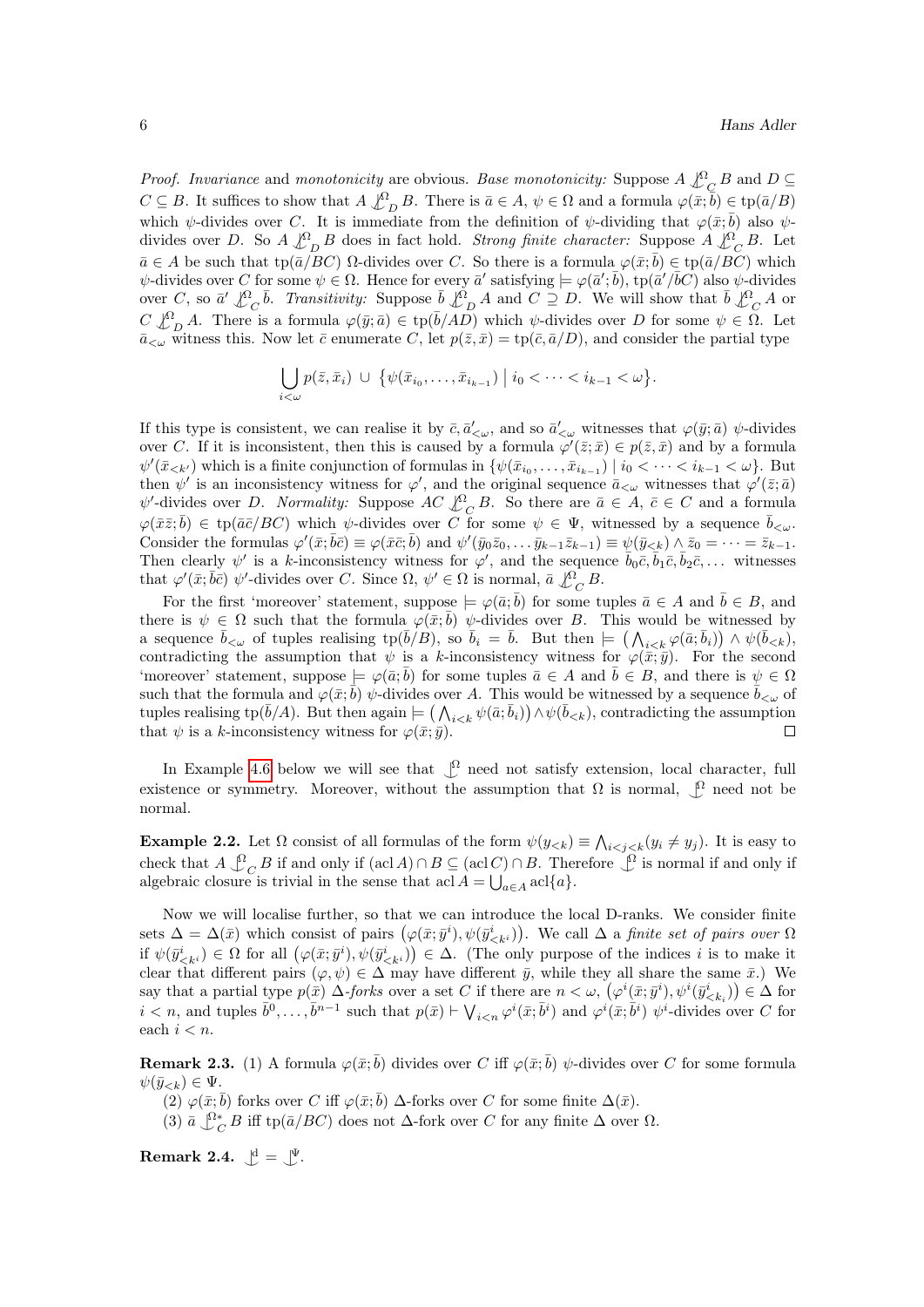*Proof.* *Invariance* and *monotonicity* are obvious. *Base monotonicity:* Suppose $A \not\mathop{\smile}\limits^{\Omega}_{C} B$ and $D \subseteq C \subseteq B$. It suffices to show that $A \not\mathop{\smile}\limits^{\Omega}_{D} B$. There is $\bar{a} \in A$, $\psi \in \Omega$ and a formula $\varphi(\bar{x}; \bar{b}) \in \operatorname{tp}(\bar{a}/B)$ which $\psi$-divides over $C$. It is immediate from the definition of $\psi$-dividing that $\varphi(\bar{x}; \bar{b})$ also $\psi$-divides over $D$. So $A \not\mathop{\smile}\limits^{\Omega}_{D} B$ does in fact hold. *Strong finite character:* Suppose $A \not\mathop{\smile}\limits^{\Omega}_{C} B$. Let $\bar{a} \in A$ be such that $\operatorname{tp}(\bar{a}/BC)$ $\Omega$-divides over $C$. So there is a formula $\varphi(\bar{x}; \bar{b}) \in \operatorname{tp}(\bar{a}/BC)$ which $\psi$-divides over $C$ for some $\psi \in \Omega$. Hence for every $\bar{a}'$ satisfying $\models \varphi(\bar{a}'; \bar{b})$, $\operatorname{tp}(\bar{a}'/\bar{b}C)$ also $\psi$-divides over $C$, so $\bar{a}' \not\mathop{\smile}\limits^{\Omega}_{C} \bar{b}$. *Transitivity:* Suppose $\bar{b} \not\mathop{\smile}\limits^{\Omega}_{D} A$ and $C \supseteq D$. We will show that $\bar{b} \not\mathop{\smile}\limits^{\Omega}_{C} A$ or $C \not\mathop{\smile}\limits^{\Omega}_{D} A$. There is a formula $\varphi(\bar{y}; \bar{a}) \in \operatorname{tp}(\bar{b}/AD)$ which $\psi$-divides over $D$ for some $\psi \in \Omega$. Let $\bar{a}_{<\omega}$ witness this. Now let $\bar{c}$ enumerate $C$, let $p(\bar{z}, \bar{x}) = \operatorname{tp}(\bar{c}, \bar{a}/D)$, and consider the partial type

$$\bigcup_{i<\omega} p(\bar{z}, \bar{x}_i) \;\cup\; \{\psi(\bar{x}_{i_0}, \ldots, \bar{x}_{i_{k-1}}) \mid i_0 < \cdots < i_{k-1} < \omega\}.$$

If this type is consistent, we can realise it by $\bar{c}, \bar{a}'_{<\omega}$, and so $\bar{a}'_{<\omega}$ witnesses that $\varphi(\bar{y}; \bar{a})$ $\psi$-divides over $C$. If it is inconsistent, then this is caused by a formula $\varphi'(\bar{z}; \bar{x}) \in p(\bar{z}, \bar{x})$ and by a formula $\psi'(\bar{x}_{<k'})$ which is a finite conjunction of formulas in $\{\psi(\bar{x}_{i_0}, \ldots, \bar{x}_{i_{k-1}}) \mid i_0 < \cdots < i_{k-1} < \omega\}$. But then $\psi'$ is an inconsistency witness for $\varphi'$, and the original sequence $\bar{a}_{<\omega}$ witnesses that $\varphi'(\bar{z}; \bar{a})$ $\psi'$-divides over $D$. *Normality:* Suppose $AC \not\mathop{\smile}\limits^{\Omega}_{C} B$. So there are $\bar{a} \in A$, $\bar{c} \in C$ and a formula $\varphi(\bar{x}\bar{z}; \bar{b}) \in \operatorname{tp}(\bar{a}\bar{c}/BC)$ which $\psi$-divides over $C$ for some $\psi \in \Psi$, witnessed by a sequence $\bar{b}_{<\omega}$. Consider the formulas $\varphi'(\bar{x}; \bar{b}\bar{c}) \equiv \varphi(\bar{x}\bar{c}; \bar{b})$ and $\psi'(\bar{y}_0\bar{z}_0, \ldots \bar{y}_{k-1}\bar{z}_{k-1}) \equiv \psi(\bar{y}_{<k}) \wedge \bar{z}_0 = \cdots = \bar{z}_{k-1}$. Then clearly $\psi'$ is a $k$-inconsistency witness for $\varphi'$, and the sequence $\bar{b}_0\bar{c}, \bar{b}_1\bar{c}, \bar{b}_2\bar{c}, \ldots$ witnesses that $\varphi'(\bar{x}; \bar{b}\bar{c})$ $\psi'$-divides over $C$. Since $\Omega$, $\psi' \in \Omega$ is normal, $\bar{a} \not\mathop{\smile}\limits^{\Omega}_{C} B$.

For the first 'moreover' statement, suppose $\models \varphi(\bar{a}; \bar{b})$ for some tuples $\bar{a} \in A$ and $\bar{b} \in B$, and there is $\psi \in \Omega$ such that the formula $\varphi(\bar{x}; \bar{b})$ $\psi$-divides over $B$. This would be witnessed by a sequence $\bar{b}_{<\omega}$ of tuples realising $\operatorname{tp}(\bar{b}/B)$, so $\bar{b}_i = \bar{b}$. But then $\models \left(\bigwedge_{i<k} \varphi(\bar{a}; \bar{b}_i)\right) \wedge \psi(\bar{b}_{<k})$, contradicting the assumption that $\psi$ is a $k$-inconsistency witness for $\varphi(\bar{x}; \bar{y})$. For the second 'moreover' statement, suppose $\models \varphi(\bar{a}; \bar{b})$ for some tuples $\bar{a} \in A$ and $\bar{b} \in B$, and there is $\psi \in \Omega$ such that the formula and $\varphi(\bar{x}; \bar{b})$ $\psi$-divides over $A$. This would be witnessed by a sequence $\bar{b}_{<\omega}$ of tuples realising $\operatorname{tp}(\bar{b}/A)$. But then again $\models \left(\bigwedge_{i<k} \psi(\bar{a}; \bar{b}_i)\right) \wedge \psi(\bar{b}_{<k})$, contradicting the assumption that $\psi$ is a $k$-inconsistency witness for $\varphi(\bar{x}; \bar{y})$. $\square$

In Example 4.6 below we will see that $\mathop{\smile}\limits^{\Omega}$ need not satisfy extension, local character, full existence or symmetry. Moreover, without the assumption that $\Omega$ is normal, $\mathop{\smile}\limits^{\Omega}$ need not be normal.

**Example 2.2.** Let $\Omega$ consist of all formulas of the form $\psi(y_{<k}) \equiv \bigwedge_{i<j<k}(y_i \neq y_j)$. It is easy to check that $A \mathop{\smile}\limits^{\Omega}_{C} B$ if and only if $(\operatorname{acl} A) \cap B \subseteq (\operatorname{acl} C) \cap B$. Therefore $\mathop{\smile}\limits^{\Omega}$ is normal if and only if algebraic closure is trivial in the sense that $\operatorname{acl} A = \bigcup_{a \in A} \operatorname{acl}\{a\}$.

Now we will localise further, so that we can introduce the local D-ranks. We consider finite sets $\Delta = \Delta(\bar{x})$ which consist of pairs $\left(\varphi(\bar{x}; \bar{y}^i), \psi(\bar{y}^i_{<k^i})\right)$. We call $\Delta$ a *finite set of pairs over* $\Omega$ if $\psi(\bar{y}^i_{<k^i}) \in \Omega$ for all $\left(\varphi(\bar{x}; \bar{y}^i), \psi(\bar{y}^i_{<k^i})\right) \in \Delta$. (The only purpose of the indices $i$ is to make it clear that different pairs $(\varphi, \psi) \in \Delta$ may have different $\bar{y}$, while they all share the same $\bar{x}$.) We say that a partial type $p(\bar{x})$ *$\Delta$-forks* over a set $C$ if there are $n < \omega$, $\left(\varphi^i(\bar{x}; \bar{y}^i), \psi^i(\bar{y}^i_{<k_i})\right) \in \Delta$ for $i < n$, and tuples $\bar{b}^0, \ldots, \bar{b}^{n-1}$ such that $p(\bar{x}) \vdash \bigvee_{i<n} \varphi^i(\bar{x}; \bar{b}^i)$ and $\varphi^i(\bar{x}; \bar{b}^i)$ $\psi^i$-divides over $C$ for each $i < n$.

**Remark 2.3.** (1) A formula $\varphi(\bar{x}; \bar{b})$ divides over $C$ iff $\varphi(\bar{x}; \bar{b})$ $\psi$-divides over $C$ for some formula $\psi(\bar{y}_{<k}) \in \Psi$.

(2) $\varphi(\bar{x}; \bar{b})$ forks over $C$ iff $\varphi(\bar{x}; \bar{b})$ $\Delta$-forks over $C$ for some finite $\Delta(\bar{x})$.

(3) $\bar{a} \mathop{\smile}\limits^{\Omega*}_{C} B$ iff $\operatorname{tp}(\bar{a}/BC)$ does not $\Delta$-fork over $C$ for any finite $\Delta$ over $\Omega$.

**Remark 2.4.** $\mathop{\smile}\limits^{\mathrm{d}} = \mathop{\smile}\limits^{\Psi}$.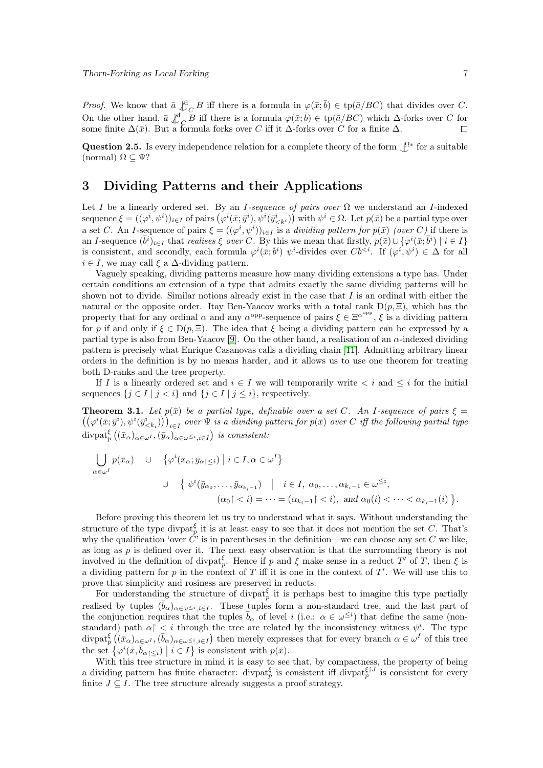*Proof.* We know that $\bar{a} \not\downarrow^{\mathrm{d}}_C B$ iff there is a formula in $\varphi(\bar{x};\bar{b}) \in \mathrm{tp}(\bar{a}/BC)$ that divides over $C$. On the other hand, $\bar{a} \not\downarrow^{\mathrm{d}}_C B$ iff there is a formula $\varphi(\bar{x};\bar{b}) \in \mathrm{tp}(\bar{a}/BC)$ which $\Delta$-forks over $C$ for some finite $\Delta(\bar{x})$. But a formula forks over $C$ iff it $\Delta$-forks over $C$ for a finite $\Delta$. $\square$

**Question 2.5.** Is every independence relation for a complete theory of the form $\downarrow^{\Omega *}$ for a suitable (normal) $\Omega \subseteq \Psi$?

## 3 Dividing Patterns and their Applications

Let $I$ be a linearly ordered set. By an *$I$-sequence of pairs over* $\Omega$ we understand an $I$-indexed sequence $\xi = ((\varphi^i, \psi^i))_{i \in I}$ of pairs $\left(\varphi^i(\bar{x};\bar{y}^i), \psi^i(\bar{y}^i_{<k^i})\right)$ with $\psi^i \in \Omega$. Let $p(\bar{x})$ be a partial type over a set $C$. An $I$-sequence of pairs $\xi = ((\varphi^i, \psi^i))_{i \in I}$ is a *dividing pattern for* $p(\bar{x})$ *(over $C$)* if there is an $I$-sequence $(\bar{b}^i)_{i \in I}$ that *realises* $\xi$ *over* $C$. By this we mean that firstly, $p(\bar{x}) \cup \{\varphi^i(\bar{x};\bar{b}^i) \mid i \in I\}$ is consistent, and secondly, each formula $\varphi^i(\bar{x};\bar{b}^i)$ $\psi^i$-divides over $C\bar{b}^{<i}$. If $(\varphi^i, \psi^i) \in \Delta$ for all $i \in I$, we may call $\xi$ a $\Delta$-dividing pattern.

Vaguely speaking, dividing patterns measure how many dividing extensions a type has. Under certain conditions an extension of a type that admits exactly the same dividing patterns will be shown not to divide. Similar notions already exist in the case that $I$ is an ordinal with either the natural or the opposite order. Itay Ben-Yaacov works with a total rank $\mathrm{D}(p, \Xi)$, which has the property that for any ordinal $\alpha$ and any $\alpha^{\mathrm{opp}}$-sequence of pairs $\xi \in \Xi^{\alpha^{\mathrm{opp}}}$, $\xi$ is a dividing pattern for $p$ if and only if $\xi \in \mathrm{D}(p, \Xi)$. The idea that $\xi$ being a dividing pattern can be expressed by a partial type is also from Ben-Yaacov [9]. On the other hand, a realisation of an $\alpha$-indexed dividing pattern is precisely what Enrique Casanovas calls a dividing chain [11]. Admitting arbitrary linear orders in the definition is by no means harder, and it allows us to use one theorem for treating both D-ranks and the tree property.

If $I$ is a linearly ordered set and $i \in I$ we will temporarily write $< i$ and $\leq i$ for the initial sequences $\{j \in I \mid j < i\}$ and $\{j \in I \mid j \leq i\}$, respectively.

**Theorem 3.1.** *Let $p(\bar{x})$ be a partial type, definable over a set $C$. An $I$-sequence of pairs $\xi = \left(\left(\varphi^i(\bar{x};\bar{y}^i), \psi^i(\bar{y}^i_{<k_i})\right)\right)_{i \in I}$ over $\Psi$ is a dividing pattern for $p(\bar{x})$ over $C$ iff the following partial type $\mathrm{divpat}^\xi_p\left((\bar{x}_\alpha)_{\alpha \in \omega^I}, (\bar{y}_\alpha)_{\alpha \in \omega^{\leq i}, i \in I}\right)$ is consistent:*

$$\begin{aligned}
\bigcup_{\alpha \in \omega^I} p(\bar{x}_\alpha) \quad \cup \quad & \left\{\varphi^i(\bar{x}_\alpha; \bar{y}_{\alpha\restriction \leq i}) \;\middle|\; i \in I, \alpha \in \omega^I\right\} \\
\cup \quad & \Big\{\ \psi^i(\bar{y}_{\alpha_0}, \ldots, \bar{y}_{\alpha_{k_i - 1}}) \quad \Big| \quad i \in I,\ \alpha_0, \ldots, \alpha_{k_i - 1} \in \omega^{\leq i}, \\
& \qquad (\alpha_0\restriction < i) = \cdots = (\alpha_{k_i-1}\restriction < i),\ \text{and } \alpha_0(i) < \cdots < \alpha_{k_i-1}(i)\ \Big\}.
\end{aligned}$$

Before proving this theorem let us try to understand what it says. Without understanding the structure of the type $\mathrm{divpat}^\xi_p$ it is at least easy to see that it does not mention the set $C$. That's why the qualification 'over $C$' is in parentheses in the definition—we can choose any set $C$ we like, as long as $p$ is defined over it. The next easy observation is that the surrounding theory is not involved in the definition of $\mathrm{divpat}^\xi_p$. Hence if $p$ and $\xi$ make sense in a reduct $T'$ of $T$, then $\xi$ is a dividing pattern for $p$ in the context of $T$ iff it is one in the context of $T'$. We will use this to prove that simplicity and rosiness are preserved in reducts.

For understanding the structure of $\mathrm{divpat}^\xi_p$ it is perhaps best to imagine this type partially realised by tuples $(\bar{b}_\alpha)_{\alpha \in \omega^{\leq i}, i \in I}$. These tuples form a non-standard tree, and the last part of the conjunction requires that the tuples $\bar{b}_\alpha$ of level $i$ (i.e.: $\alpha \in \omega^{\leq i}$) that define the same (non-standard) path $\alpha\restriction < i$ through the tree are related by the inconsistency witness $\psi^i$. The type $\mathrm{divpat}^\xi_p\left((\bar{x}_\alpha)_{\alpha \in \omega^I}, (\bar{b}_\alpha)_{\alpha \in \omega^{\leq i}, i \in I}\right)$ then merely expresses that for every branch $\alpha \in \omega^I$ of this tree the set $\left\{\varphi^i(\bar{x}, \bar{b}_{\alpha\restriction \leq i}) \;\middle|\; i \in I\right\}$ is consistent with $p(\bar{x})$.

With this tree structure in mind it is easy to see that, by compactness, the property of being a dividing pattern has finite character: $\mathrm{divpat}^\xi_p$ is consistent iff $\mathrm{divpat}^{\xi\restriction J}_p$ is consistent for every finite $J \subseteq I$. The tree structure already suggests a proof strategy.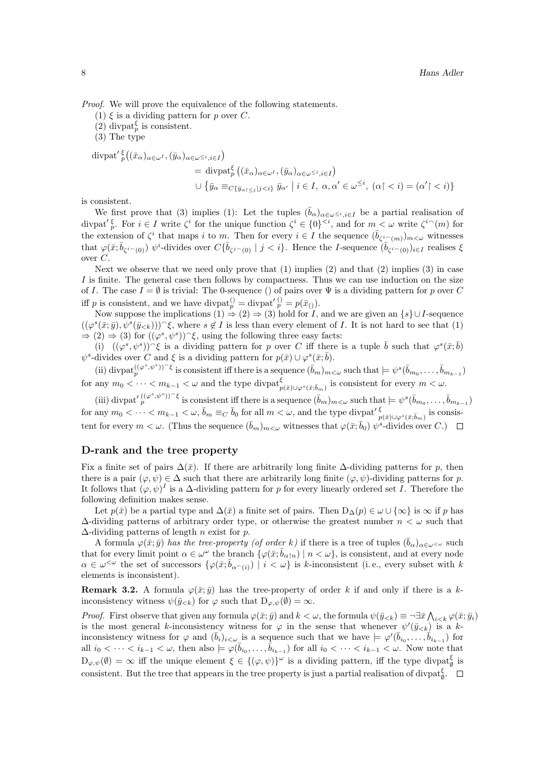*Proof.* We will prove the equivalence of the following statements.

(1) $\xi$ is a dividing pattern for $p$ over $C$.

(2) $\mathrm{divpat}_p^\xi$ is consistent.

(3) The type

$$
\begin{aligned}
\mathrm{divpat}'^{\,\xi}_p\big((\bar{x}_\alpha)_{\alpha\in\omega^I},(\bar{y}_\alpha)_{\alpha\in\omega^{\leq i},i\in I}\big)
&= \mathrm{divpat}_p^\xi\big((\bar{x}_\alpha)_{\alpha\in\omega^I},(\bar{y}_\alpha)_{\alpha\in\omega^{\leq i},i\in I}\big)\\
&\cup \big\{\bar{y}_\alpha \equiv_{C\{\bar{y}_{\alpha\restriction\leq j}\mid j<i\}} \bar{y}_{\alpha'} \;\big|\; i\in I,\ \alpha,\alpha'\in\omega^{\leq i},\ (\alpha\restriction<i)=(\alpha'\restriction<i)\big\}
\end{aligned}
$$

is consistent.

We first prove that (3) implies (1): Let the tuples $(\bar{b}_\alpha)_{\alpha\in\omega^{\leq i},i\in I}$ be a partial realisation of $\mathrm{divpat}'^{\,\xi}_p$. For $i\in I$ write $\zeta^i$ for the unique function $\zeta^i\in\{0\}^{<i}$, and for $m<\omega$ write $\zeta^i{}^\frown(m)$ for the extension of $\zeta^i$ that maps $i$ to $m$. Then for every $i\in I$ the sequence $(\bar{b}_{\zeta^i{}^\frown(m)})_{m<\omega}$ witnesses that $\varphi(\bar{x};\bar{b}_{\zeta^i{}^\frown(0)})$ $\psi^i$-divides over $C\{\bar{b}_{\zeta^j{}^\frown(0)}\mid j<i\}$. Hence the $I$-sequence $(\bar{b}_{\zeta^i{}^\frown(0)})_{i\in I}$ realises $\xi$ over $C$.

Next we observe that we need only prove that (1) implies (2) and that (2) implies (3) in case $I$ is finite. The general case then follows by compactness. Thus we can use induction on the size of $I$. The case $I=\emptyset$ is trivial: The 0-sequence () of pairs over $\Psi$ is a dividing pattern for $p$ over $C$ iff $p$ is consistent, and we have $\mathrm{divpat}_p^{()}=\mathrm{divpat}'^{\,()}_p=p(\bar{x}_{()})$.

Now suppose the implications (1) $\Rightarrow$ (2) $\Rightarrow$ (3) hold for $I$, and we are given an $\{s\}\cup I$-sequence $((\varphi^s(\bar{x};\bar{y}),\psi^s(\bar{y}_{<k})))^\frown\xi$, where $s\notin I$ is less than every element of $I$. It is not hard to see that (1) $\Rightarrow$ (2) $\Rightarrow$ (3) for $((\varphi^s,\psi^s))^\frown\xi$, using the following three easy facts:

(i) $((\varphi^s,\psi^s))^\frown\xi$ is a dividing pattern for $p$ over $C$ iff there is a tuple $\bar{b}$ such that $\varphi^s(\bar{x};\bar{b})$ $\psi^s$-divides over $C$ and $\xi$ is a dividing pattern for $p(\bar{x})\cup\varphi^s(\bar{x};\bar{b})$.

(ii) $\mathrm{divpat}_p^{((\varphi^s,\psi^s))^\frown\xi}$ is consistent iff there is a sequence $(\bar{b}_m)_{m<\omega}$ such that $\models\psi^s(\bar{b}_{m_0},\dots,\bar{b}_{m_{k-1}})$ for any $m_0<\dots<m_{k-1}<\omega$ and the type $\mathrm{divpat}^\xi_{p(\bar{x})\cup\varphi^s(\bar{x};\bar{b}_m)}$ is consistent for every $m<\omega$.

(iii) $\mathrm{divpat}'^{\,((\varphi^s,\psi^s))^\frown\xi}_p$ is consistent iff there is a sequence $(\bar{b}_m)_{m<\omega}$ such that $\models\psi^s(\bar{b}_{m_0},\dots,\bar{b}_{m_{k-1}})$ for any $m_0<\dots<m_{k-1}<\omega$, $\bar{b}_m\equiv_C\bar{b}_0$ for all $m<\omega$, and the type $\mathrm{divpat}'^{\,\xi}_{p(\bar{x})\cup\varphi^s(\bar{x};\bar{b}_m)}$ is consistent for every $m<\omega$. (Thus the sequence $(\bar{b}_m)_{m<\omega}$ witnesses that $\varphi(\bar{x};\bar{b}_0)$ $\psi^s$-divides over $C$.) $\square$

## D-rank and the tree property

Fix a finite set of pairs $\Delta(\bar{x})$. If there are arbitrarily long finite $\Delta$-dividing patterns for $p$, then there is a pair $(\varphi,\psi)\in\Delta$ such that there are arbitrarily long finite $(\varphi,\psi)$-dividing patterns for $p$. It follows that $(\varphi,\psi)^I$ is a $\Delta$-dividing pattern for $p$ for every linearly ordered set $I$. Therefore the following definition makes sense.

Let $p(\bar{x})$ be a partial type and $\Delta(\bar{x})$ a finite set of pairs. Then $\mathrm{D}_\Delta(p)\in\omega\cup\{\infty\}$ is $\infty$ if $p$ has $\Delta$-dividing patterns of arbitrary order type, or otherwise the greatest number $n<\omega$ such that $\Delta$-dividing patterns of length $n$ exist for $p$.

A formula $\varphi(\bar{x};\bar{y})$ *has the tree-property (of order $k$)* if there is a tree of tuples $(\bar{b}_\alpha)_{\alpha\in\omega^{<\omega}}$ such that for every limit point $\alpha\in\omega^\omega$ the branch $\{\varphi(\bar{x};\bar{b}_{\alpha\restriction n})\mid n<\omega\}$, is consistent, and at every node $\alpha\in\omega^{<\omega}$ the set of successors $\{\varphi(\bar{x};\bar{b}_{\alpha^\frown(i)})\mid i<\omega\}$ is $k$-inconsistent (i.e., every subset with $k$ elements is inconsistent).

**Remark 3.2.** A formula $\varphi(\bar{x};\bar{y})$ has the tree-property of order $k$ if and only if there is a $k$-inconsistency witness $\psi(\bar{y}_{<k})$ for $\varphi$ such that $\mathrm{D}_{\varphi,\psi}(\emptyset)=\infty$.

*Proof.* First observe that given any formula $\varphi(\bar{x};\bar{y})$ and $k<\omega$, the formula $\psi(\bar{y}_{<k})\equiv\neg\exists\bar{x}\bigwedge_{i<k}\varphi(\bar{x};\bar{y}_i)$ is the most general $k$-inconsistency witness for $\varphi$ in the sense that whenever $\psi'(\bar{y}_{<k})$ is a $k$-inconsistency witness for $\varphi$ and $(\bar{b}_i)_{i<\omega}$ is a sequence such that we have $\models\varphi'(\bar{b}_{i_0},\dots,\bar{b}_{i_{k-1}})$ for all $i_0<\dots<i_{k-1}<\omega$, then also $\models\varphi(\bar{b}_{i_0},\dots,\bar{b}_{i_{k-1}})$ for all $i_0<\dots<i_{k-1}<\omega$. Now note that $\mathrm{D}_{\varphi,\psi}(\emptyset)=\infty$ iff the unique element $\xi\in\{(\varphi,\psi)\}^\omega$ is a dividing pattern, iff the type $\mathrm{divpat}^\xi_\emptyset$ is consistent. But the tree that appears in the tree property is just a partial realisation of $\mathrm{divpat}^\xi_\emptyset$. $\square$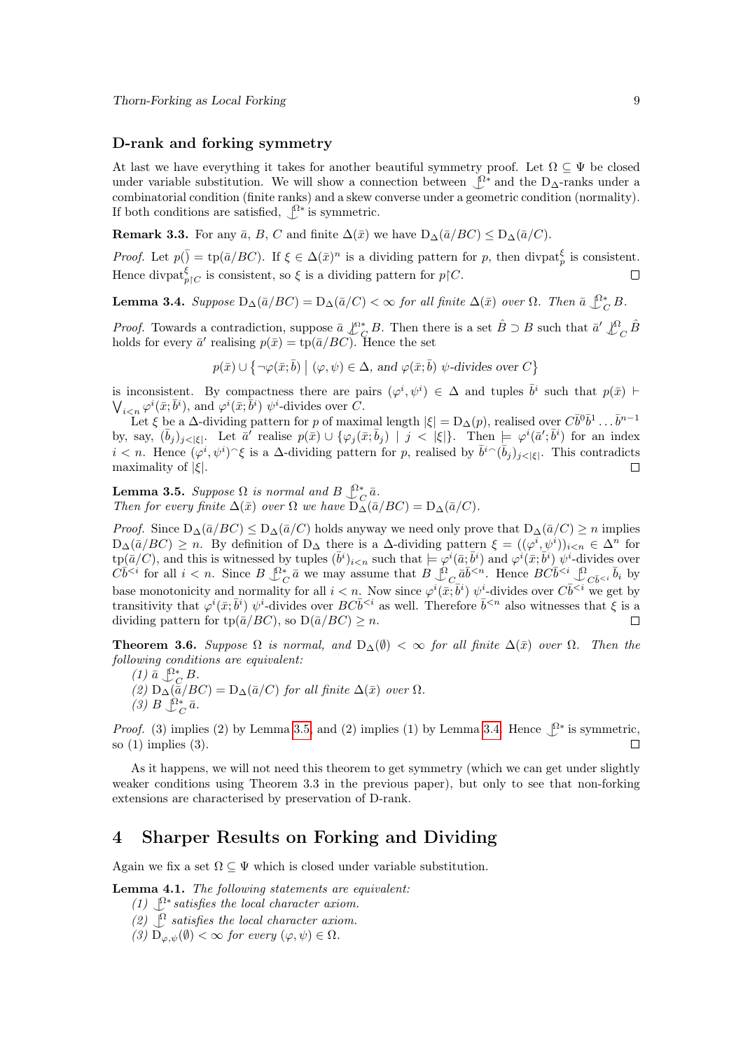## D-rank and forking symmetry

At last we have everything it takes for another beautiful symmetry proof. Let $\Omega \subseteq \Psi$ be closed under variable substitution. We will show a connection between $\mathop{\smile\!\!\!\!\!\!|}^{\Omega*}$ and the $\mathrm{D}_\Delta$-ranks under a combinatorial condition (finite ranks) and a skew converse under a geometric condition (normality). If both conditions are satisfied, $\mathop{\smile\!\!\!\!\!\!|}^{\Omega*}$ is symmetric.

**Remark 3.3.** *For any $\bar{a}$, $B$, $C$ and finite $\Delta(\bar{x})$ we have $\mathrm{D}_\Delta(\bar{a}/BC) \leq \mathrm{D}_\Delta(\bar{a}/C)$.*

*Proof.* Let $p(\bar{)} = \mathrm{tp}(\bar{a}/BC)$. If $\xi \in \Delta(\bar{x})^n$ is a dividing pattern for $p$, then $\mathrm{divpat}_p^\xi$ is consistent. Hence $\mathrm{divpat}_{p\restriction C}^\xi$ is consistent, so $\xi$ is a dividing pattern for $p\restriction C$. $\square$

**Lemma 3.4.** *Suppose $\mathrm{D}_\Delta(\bar{a}/BC) = \mathrm{D}_\Delta(\bar{a}/C) < \infty$ for all finite $\Delta(\bar{x})$ over $\Omega$. Then $\bar{a} \mathop{\smile\!\!\!\!\!\!|}^{\Omega*}_C B$.*

*Proof.* Towards a contradiction, suppose $\bar{a} \not\mathop{\smile\!\!\!\!\!\!|}^{\Omega*}_C B$. Then there is a set $\hat{B} \supset B$ such that $\bar{a}' \not\mathop{\smile\!\!\!\!\!\!|}^{\Omega}_C \hat{B}$ holds for every $\bar{a}'$ realising $p(\bar{x}) = \mathrm{tp}(\bar{a}/BC)$. Hence the set

$$p(\bar{x}) \cup \{\neg\varphi(\bar{x};\bar{b}) \mid (\varphi,\psi) \in \Delta, \text{ and } \varphi(\bar{x};\bar{b}) \ \psi\text{-divides over } C\}$$

is inconsistent. By compactness there are pairs $(\varphi^i,\psi^i) \in \Delta$ and tuples $\bar{b}^i$ such that $p(\bar{x}) \vdash \bigvee_{i<n} \varphi^i(\bar{x};\bar{b}^i)$, and $\varphi^i(\bar{x};\bar{b}^i)$ $\psi^i$-divides over $C$.

Let $\xi$ be a $\Delta$-dividing pattern for $p$ of maximal length $|\xi| = \mathrm{D}_\Delta(p)$, realised over $C\bar{b}^0\bar{b}^1\ldots\bar{b}^{n-1}$ by, say, $(\bar{b}_j)_{j<|\xi|}$. Let $\bar{a}'$ realise $p(\bar{x}) \cup \{\varphi_j(\bar{x};\bar{b}_j) \mid j < |\xi|\}$. Then $\models \varphi^i(\bar{a}';\bar{b}^i)$ for an index $i < n$. Hence $(\varphi^i,\psi^i)^\frown\xi$ is a $\Delta$-dividing pattern for $p$, realised by $\bar{b}^{i\frown}(\bar{b}_j)_{j<|\xi|}$. This contradicts maximality of $|\xi|$. $\square$

**Lemma 3.5.** *Suppose $\Omega$ is normal and $B \mathop{\smile\!\!\!\!\!\!|}^{\Omega*}_C \bar{a}$.
Then for every finite $\Delta(\bar{x})$ over $\Omega$ we have $\mathrm{D}_\Delta(\bar{a}/BC) = \mathrm{D}_\Delta(\bar{a}/C)$.*

*Proof.* Since $\mathrm{D}_\Delta(\bar{a}/BC) \leq \mathrm{D}_\Delta(\bar{a}/C)$ holds anyway we need only prove that $\mathrm{D}_\Delta(\bar{a}/C) \geq n$ implies $\mathrm{D}_\Delta(\bar{a}/BC) \geq n$. By definition of $\mathrm{D}_\Delta$ there is a $\Delta$-dividing pattern $\xi = ((\varphi^i,\psi^i))_{i<n} \in \Delta^n$ for $\mathrm{tp}(\bar{a}/C)$, and this is witnessed by tuples $(\bar{b}^i)_{i<n}$ such that $\models \varphi^i(\bar{a};\bar{b}^i)$ and $\varphi^i(\bar{x};\bar{b}^i)$ $\psi^i$-divides over $C\bar{b}^{<i}$ for all $i < n$. Since $B \mathop{\smile\!\!\!\!\!\!|}^{\Omega*}_C \bar{a}$ we may assume that $B \mathop{\smile\!\!\!\!\!\!|}^{\Omega}_C \bar{a}\bar{b}^{<n}$. Hence $BC\bar{b}^{<i} \mathop{\smile\!\!\!\!\!\!|}^{\Omega}_{C\bar{b}^{<i}} \bar{b}_i$ by base monotonicity and normality for all $i < n$. Now since $\varphi^i(\bar{x};\bar{b}^i)$ $\psi^i$-divides over $C\bar{b}^{<i}$ we get by transitivity that $\varphi^i(\bar{x};\bar{b}^i)$ $\psi^i$-divides over $BC\bar{b}^{<i}$ as well. Therefore $\bar{b}^{<n}$ also witnesses that $\xi$ is a dividing pattern for $\mathrm{tp}(\bar{a}/BC)$, so $\mathrm{D}(\bar{a}/BC) \geq n$. $\square$

**Theorem 3.6.** *Suppose $\Omega$ is normal, and $\mathrm{D}_\Delta(\emptyset) < \infty$ for all finite $\Delta(\bar{x})$ over $\Omega$. Then the following conditions are equivalent:*

*(1) $\bar{a} \mathop{\smile\!\!\!\!\!\!|}^{\Omega*}_C B$.*
*(2) $\mathrm{D}_\Delta(\bar{a}/BC) = \mathrm{D}_\Delta(\bar{a}/C)$ for all finite $\Delta(\bar{x})$ over $\Omega$.*
*(3) $B \mathop{\smile\!\!\!\!\!\!|}^{\Omega*}_C \bar{a}$.*

*Proof.* (3) implies (2) by Lemma 3.5, and (2) implies (1) by Lemma 3.4. Hence $\mathop{\smile\!\!\!\!\!\!|}^{\Omega*}$ is symmetric, so (1) implies (3). $\square$

As it happens, we will not need this theorem to get symmetry (which we can get under slightly weaker conditions using Theorem 3.3 in the previous paper), but only to see that non-forking extensions are characterised by preservation of D-rank.

# 4 Sharper Results on Forking and Dividing

Again we fix a set $\Omega \subseteq \Psi$ which is closed under variable substitution.

**Lemma 4.1.** *The following statements are equivalent:*

*(1) $\mathop{\smile\!\!\!\!\!\!|}^{\Omega*}$ satisfies the local character axiom.*
*(2) $\mathop{\smile\!\!\!\!\!\!|}^{\Omega}$ satisfies the local character axiom.*
*(3) $\mathrm{D}_{\varphi,\psi}(\emptyset) < \infty$ for every $(\varphi,\psi) \in \Omega$.*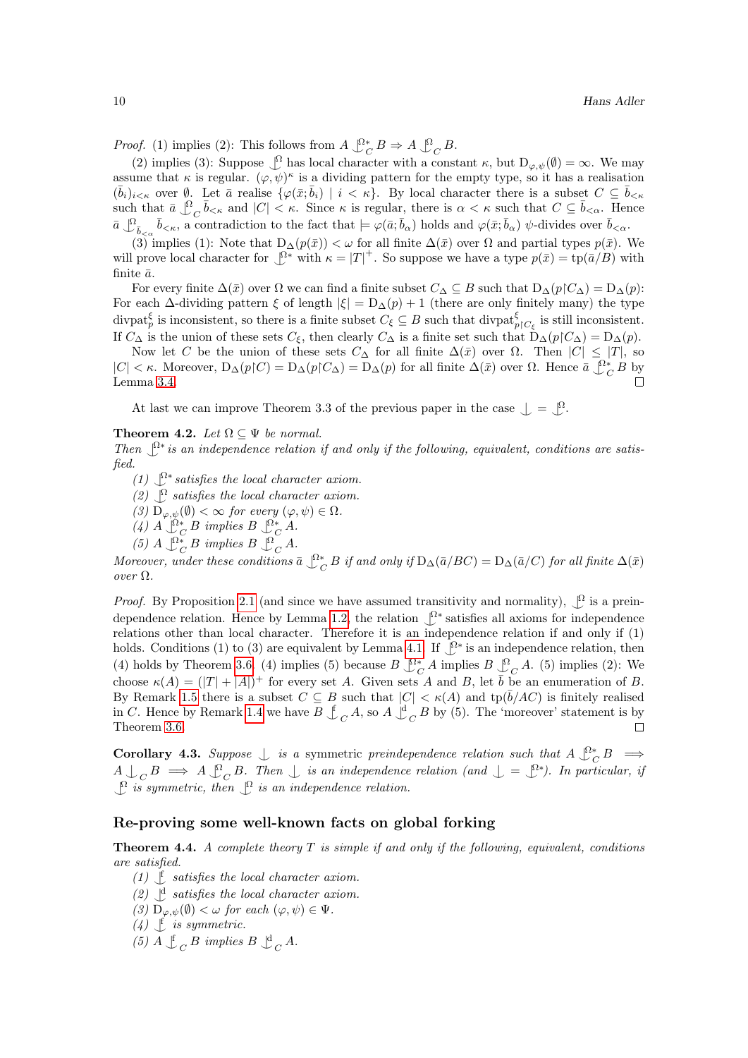*Proof.* (1) implies (2): This follows from $A \mathop{\smile\!\!\!\!\!\!|}^{\Omega*}_C B \Rightarrow A \mathop{\smile\!\!\!\!\!\!|}^{\Omega}_C B$.

(2) implies (3): Suppose $\mathop{\smile\!\!\!\!\!\!|}^{\Omega}$ has local character with a constant $\kappa$, but $\mathrm{D}_{\varphi,\psi}(\emptyset) = \infty$. We may assume that $\kappa$ is regular. $(\varphi,\psi)^\kappa$ is a dividing pattern for the empty type, so it has a realisation $(\bar{b}_i)_{i<\kappa}$ over $\emptyset$. Let $\bar{a}$ realise $\{\varphi(\bar{x};\bar{b}_i) \mid i < \kappa\}$. By local character there is a subset $C \subseteq \bar{b}_{<\kappa}$ such that $\bar{a} \mathop{\smile\!\!\!\!\!\!|}^{\Omega}_C \bar{b}_{<\kappa}$ and $|C| < \kappa$. Since $\kappa$ is regular, there is $\alpha < \kappa$ such that $C \subseteq \bar{b}_{<\alpha}$. Hence $\bar{a} \mathop{\smile\!\!\!\!\!\!|}^{\Omega}_{\bar{b}_{<\alpha}} \bar{b}_{<\kappa}$, a contradiction to the fact that $\models \varphi(\bar{a};\bar{b}_\alpha)$ holds and $\varphi(\bar{x};\bar{b}_\alpha)$ $\psi$-divides over $\bar{b}_{<\alpha}$.

(3) implies (1): Note that $\mathrm{D}_\Delta(p(\bar{x})) < \omega$ for all finite $\Delta(\bar{x})$ over $\Omega$ and partial types $p(\bar{x})$. We will prove local character for $\mathop{\smile\!\!\!\!\!\!|}^{\Omega*}$ with $\kappa = |T|^+$. So suppose we have a type $p(\bar{x}) = \mathrm{tp}(\bar{a}/B)$ with finite $\bar{a}$.

For every finite $\Delta(\bar{x})$ over $\Omega$ we can find a finite subset $C_\Delta \subseteq B$ such that $\mathrm{D}_\Delta(p{\restriction}C_\Delta) = \mathrm{D}_\Delta(p)$: For each $\Delta$-dividing pattern $\xi$ of length $|\xi| = \mathrm{D}_\Delta(p) + 1$ (there are only finitely many) the type $\mathrm{divpat}^\xi_p$ is inconsistent, so there is a finite subset $C_\xi \subseteq B$ such that $\mathrm{divpat}^\xi_{p{\restriction}C_\xi}$ is still inconsistent. If $C_\Delta$ is the union of these sets $C_\xi$, then clearly $C_\Delta$ is a finite set such that $\mathrm{D}_\Delta(p{\restriction}C_\Delta) = \mathrm{D}_\Delta(p)$.

Now let $C$ be the union of these sets $C_\Delta$ for all finite $\Delta(\bar{x})$ over $\Omega$. Then $|C| \leq |T|$, so $|C| < \kappa$. Moreover, $\mathrm{D}_\Delta(p{\restriction}C) = \mathrm{D}_\Delta(p{\restriction}C_\Delta) = \mathrm{D}_\Delta(p)$ for all finite $\Delta(\bar{x})$ over $\Omega$. Hence $\bar{a} \mathop{\smile\!\!\!\!\!\!|}^{\Omega*}_C B$ by Lemma 3.4. ◻

At last we can improve Theorem 3.3 of the previous paper in the case $\mathop{\smile\!\!\!\!\!\!|} = \mathop{\smile\!\!\!\!\!\!|}^{\Omega}$.

**Theorem 4.2.** *Let $\Omega \subseteq \Psi$ be normal.*
*Then $\mathop{\smile\!\!\!\!\!\!|}^{\Omega*}$ is an independence relation if and only if the following, equivalent, conditions are satisfied.*

*(1) $\mathop{\smile\!\!\!\!\!\!|}^{\Omega*}$ satisfies the local character axiom.*
*(2) $\mathop{\smile\!\!\!\!\!\!|}^{\Omega}$ satisfies the local character axiom.*
*(3) $\mathrm{D}_{\varphi,\psi}(\emptyset) < \infty$ for every $(\varphi,\psi) \in \Omega$.*
*(4) $A \mathop{\smile\!\!\!\!\!\!|}^{\Omega*}_C B$ implies $B \mathop{\smile\!\!\!\!\!\!|}^{\Omega*}_C A$.*
*(5) $A \mathop{\smile\!\!\!\!\!\!|}^{\Omega*}_C B$ implies $B \mathop{\smile\!\!\!\!\!\!|}^{\Omega}_C A$.*

*Moreover, under these conditions $\bar{a} \mathop{\smile\!\!\!\!\!\!|}^{\Omega*}_C B$ if and only if $\mathrm{D}_\Delta(\bar{a}/BC) = \mathrm{D}_\Delta(\bar{a}/C)$ for all finite $\Delta(\bar{x})$ over $\Omega$.*

*Proof.* By Proposition 2.1 (and since we have assumed transitivity and normality), $\mathop{\smile\!\!\!\!\!\!|}^{\Omega}$ is a preindependence relation. Hence by Lemma 1.2, the relation $\mathop{\smile\!\!\!\!\!\!|}^{\Omega*}$ satisfies all axioms for independence relations other than local character. Therefore it is an independence relation if and only if (1) holds. Conditions (1) to (3) are equivalent by Lemma 4.1. If $\mathop{\smile\!\!\!\!\!\!|}^{\Omega*}$ is an independence relation, then (4) holds by Theorem 3.6. (4) implies (5) because $B \mathop{\smile\!\!\!\!\!\!|}^{\Omega*}_C A$ implies $B \mathop{\smile\!\!\!\!\!\!|}^{\Omega}_C A$. (5) implies (2): We choose $\kappa(A) = (|T| + |A|)^+$ for every set $A$. Given sets $A$ and $B$, let $\bar{b}$ be an enumeration of $B$. By Remark 1.5 there is a subset $C \subseteq B$ such that $|C| < \kappa(A)$ and $\mathrm{tp}(\bar{b}/AC)$ is finitely realised in $C$. Hence by Remark 1.4 we have $B \mathop{\smile\!\!\!\!\!\!|}^{\mathrm{f}}_C A$, so $A \mathop{\smile\!\!\!\!\!\!|}^{\mathrm{d}}_C B$ by (5). The 'moreover' statement is by Theorem 3.6. ◻

**Corollary 4.3.** *Suppose $\mathop{\smile\!\!\!\!\!\!|}$ is a symmetric preindependence relation such that $A \mathop{\smile\!\!\!\!\!\!|}^{\Omega*}_C B \implies A \mathop{\smile\!\!\!\!\!\!|}_C B \implies A \mathop{\smile\!\!\!\!\!\!|}^{\Omega}_C B$. Then $\mathop{\smile\!\!\!\!\!\!|}$ is an independence relation (and $\mathop{\smile\!\!\!\!\!\!|} = \mathop{\smile\!\!\!\!\!\!|}^{\Omega*}$). In particular, if $\mathop{\smile\!\!\!\!\!\!|}^{\Omega}$ is symmetric, then $\mathop{\smile\!\!\!\!\!\!|}^{\Omega}$ is an independence relation.*

## Re-proving some well-known facts on global forking

**Theorem 4.4.** *A complete theory $T$ is simple if and only if the following, equivalent, conditions are satisfied.*

*(1) $\mathop{\smile\!\!\!\!\!\!|}^{\mathrm{f}}$ satisfies the local character axiom.*
*(2) $\mathop{\smile\!\!\!\!\!\!|}^{\mathrm{d}}$ satisfies the local character axiom.*
*(3) $\mathrm{D}_{\varphi,\psi}(\emptyset) < \omega$ for each $(\varphi,\psi) \in \Psi$.*
*(4) $\mathop{\smile\!\!\!\!\!\!|}^{\mathrm{f}}$ is symmetric.*
*(5) $A \mathop{\smile\!\!\!\!\!\!|}^{\mathrm{f}}_C B$ implies $B \mathop{\smile\!\!\!\!\!\!|}^{\mathrm{d}}_C A$.*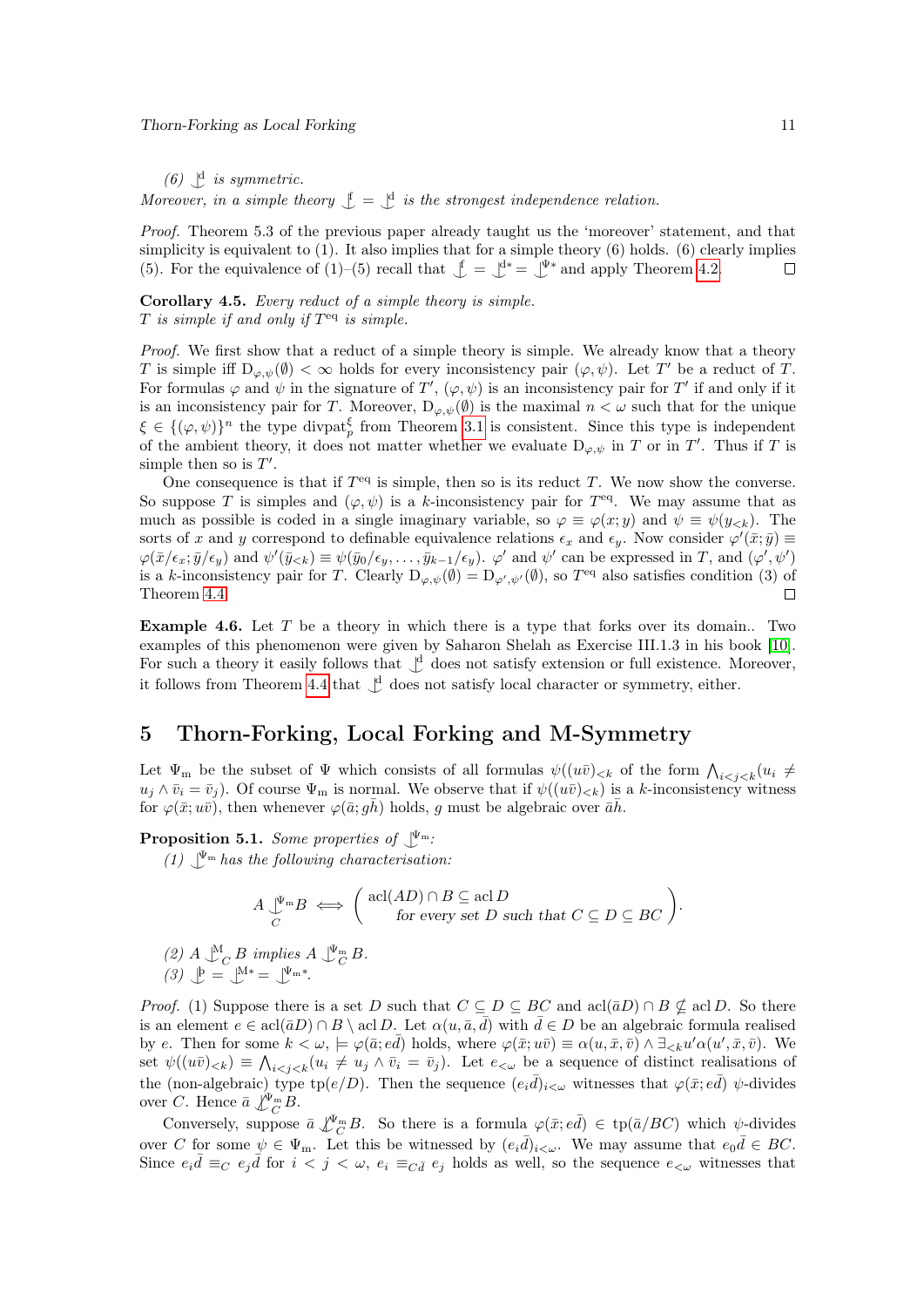*(6)* $\mathop{\smile\!\!\!\!\!\mid}^{\mathrm{d}}$ *is symmetric.*

*Moreover, in a simple theory* $\mathop{\smile\!\!\!\!\!\mid}^{\mathrm{f}} = \mathop{\smile\!\!\!\!\!\mid}^{\mathrm{d}}$ *is the strongest independence relation.*

*Proof.* Theorem 5.3 of the previous paper already taught us the 'moreover' statement, and that simplicity is equivalent to (1). It also implies that for a simple theory (6) holds. (6) clearly implies (5). For the equivalence of (1)–(5) recall that $\mathop{\smile\!\!\!\!\!\mid}^{\mathrm{f}} = \mathop{\smile\!\!\!\!\!\mid}^{\mathrm{d}*} = \mathop{\smile\!\!\!\!\!\mid}^{\Psi*}$ and apply Theorem 4.2. □

**Corollary 4.5.** *Every reduct of a simple theory is simple.*
*$T$ is simple if and only if $T^{\mathrm{eq}}$ is simple.*

*Proof.* We first show that a reduct of a simple theory is simple. We already know that a theory $T$ is simple iff $\mathrm{D}_{\varphi,\psi}(\emptyset) < \infty$ holds for every inconsistency pair $(\varphi, \psi)$. Let $T'$ be a reduct of $T$. For formulas $\varphi$ and $\psi$ in the signature of $T'$, $(\varphi, \psi)$ is an inconsistency pair for $T'$ if and only if it is an inconsistency pair for $T$. Moreover, $\mathrm{D}_{\varphi,\psi}(\emptyset)$ is the maximal $n < \omega$ such that for the unique $\xi \in \{(\varphi, \psi)\}^n$ the type $\mathrm{divpat}_p^\xi$ from Theorem 3.1 is consistent. Since this type is independent of the ambient theory, it does not matter whether we evaluate $\mathrm{D}_{\varphi,\psi}$ in $T$ or in $T'$. Thus if $T$ is simple then so is $T'$.

One consequence is that if $T^{\mathrm{eq}}$ is simple, then so is its reduct $T$. We now show the converse. So suppose $T$ is simples and $(\varphi, \psi)$ is a $k$-inconsistency pair for $T^{\mathrm{eq}}$. We may assume that as much as possible is coded in a single imaginary variable, so $\varphi \equiv \varphi(x; y)$ and $\psi \equiv \psi(y_{<k})$. The sorts of $x$ and $y$ correspond to definable equivalence relations $\epsilon_x$ and $\epsilon_y$. Now consider $\varphi'(\bar{x}; \bar{y}) \equiv \varphi(\bar{x}/\epsilon_x; \bar{y}/\epsilon_y)$ and $\psi'(\bar{y}_{<k}) \equiv \psi(\bar{y}_0/\epsilon_y, \ldots, \bar{y}_{k-1}/\epsilon_y)$. $\varphi'$ and $\psi'$ can be expressed in $T$, and $(\varphi', \psi')$ is a $k$-inconsistency pair for $T$. Clearly $\mathrm{D}_{\varphi,\psi}(\emptyset) = \mathrm{D}_{\varphi',\psi'}(\emptyset)$, so $T^{\mathrm{eq}}$ also satisfies condition (3) of Theorem 4.4. □

**Example 4.6.** Let $T$ be a theory in which there is a type that forks over its domain.. Two examples of this phenomenon were given by Saharon Shelah as Exercise III.1.3 in his book [10]. For such a theory it easily follows that $\mathop{\smile\!\!\!\!\!\mid}^{\mathrm{d}}$ does not satisfy extension or full existence. Moreover, it follows from Theorem 4.4 that $\mathop{\smile\!\!\!\!\!\mid}^{\mathrm{d}}$ does not satisfy local character or symmetry, either.

# 5 Thorn-Forking, Local Forking and M-Symmetry

Let $\Psi_{\mathrm{m}}$ be the subset of $\Psi$ which consists of all formulas $\psi((u\bar{v})_{<k})$ of the form $\bigwedge_{i<j<k}(u_i \neq u_j \wedge \bar{v}_i = \bar{v}_j)$. Of course $\Psi_{\mathrm{m}}$ is normal. We observe that if $\psi((u\bar{v})_{<k})$ is a $k$-inconsistency witness for $\varphi(\bar{x}; u\bar{v})$, then whenever $\varphi(\bar{a}; g\bar{h})$ holds, $g$ must be algebraic over $\bar{a}\bar{h}$.

**Proposition 5.1.** *Some properties of* $\mathop{\smile\!\!\!\!\!\mid}^{\Psi_{\mathrm{m}}}$:

*(1)* $\mathop{\smile\!\!\!\!\!\mid}^{\Psi_{\mathrm{m}}}$ *has the following characterisation:*

$$A \mathop{\smile\!\!\!\!\!\mid}_C^{\Psi_{\mathrm{m}}} B \iff \left( \begin{array}{c} \mathrm{acl}(AD) \cap B \subseteq \mathrm{acl}\, D \\ \text{for every set } D \text{ such that } C \subseteq D \subseteq BC \end{array} \right).$$

*(2)* $A \mathop{\smile\!\!\!\!\!\mid}_C^{\mathrm{M}} B$ *implies* $A \mathop{\smile\!\!\!\!\!\mid}_C^{\Psi_{\mathrm{m}}} B$.

*(3)* $\mathop{\smile\!\!\!\!\!\mid}^{\text{þ}} = \mathop{\smile\!\!\!\!\!\mid}^{\mathrm{M}*} = \mathop{\smile\!\!\!\!\!\mid}^{\Psi_{\mathrm{m}}*}$.

*Proof.* (1) Suppose there is a set $D$ such that $C \subseteq D \subseteq BC$ and $\mathrm{acl}(\bar{a}D) \cap B \nsubseteq \mathrm{acl}\, D$. So there is an element $e \in \mathrm{acl}(\bar{a}D) \cap B \setminus \mathrm{acl}\, D$. Let $\alpha(u, \bar{a}, \bar{d})$ with $\bar{d} \in D$ be an algebraic formula realised by $e$. Then for some $k < \omega$, $\models \varphi(\bar{a}; e\bar{d})$ holds, where $\varphi(\bar{x}; u\bar{v}) \equiv \alpha(u, \bar{x}, \bar{v}) \wedge \exists_{<k} u' \alpha(u', \bar{x}, \bar{v})$. We set $\psi((u\bar{v})_{<k}) \equiv \bigwedge_{i<j<k}(u_i \neq u_j \wedge \bar{v}_i = \bar{v}_j)$. Let $e_{<\omega}$ be a sequence of distinct realisations of the (non-algebraic) type $\mathrm{tp}(e/D)$. Then the sequence $(e_i\bar{d})_{i<\omega}$ witnesses that $\varphi(\bar{x}; e\bar{d})$ $\psi$-divides over $C$. Hence $\bar{a} \not\mathop{\smile\!\!\!\!\!\mid}_C^{\Psi_{\mathrm{m}}} B$.

Conversely, suppose $\bar{a} \not\mathop{\smile\!\!\!\!\!\mid}_C^{\Psi_{\mathrm{m}}} B$. So there is a formula $\varphi(\bar{x}; e\bar{d}) \in \mathrm{tp}(\bar{a}/BC)$ which $\psi$-divides over $C$ for some $\psi \in \Psi_{\mathrm{m}}$. Let this be witnessed by $(e_i\bar{d})_{i<\omega}$. We may assume that $e_0\bar{d} \in BC$. Since $e_i\bar{d} \equiv_C e_j\bar{d}$ for $i < j < \omega$, $e_i \equiv_{C\bar{d}} e_j$ holds as well, so the sequence $e_{<\omega}$ witnesses that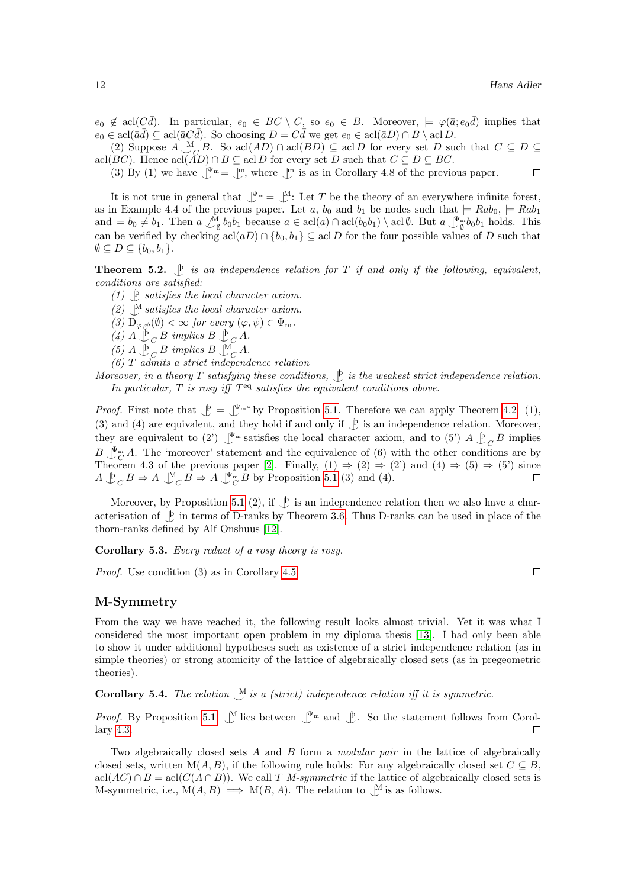$e_0 \notin \operatorname{acl}(C\bar{d})$. In particular, $e_0 \in BC \setminus C$, so $e_0 \in B$. Moreover, $\models \varphi(\bar{a}; e_0\bar{d})$ implies that $e_0 \in \operatorname{acl}(\bar{a}\bar{d}) \subseteq \operatorname{acl}(\bar{a}C\bar{d})$. So choosing $D = C\bar{d}$ we get $e_0 \in \operatorname{acl}(\bar{a}D) \cap B \setminus \operatorname{acl} D$.

(2) Suppose $A \mathop{\smile\!\!\!\!\!|}^{\mathrm{M}}_C B$. So $\operatorname{acl}(AD) \cap \operatorname{acl}(BD) \subseteq \operatorname{acl} D$ for every set $D$ such that $C \subseteq D \subseteq \operatorname{acl}(BC)$. Hence $\operatorname{acl}(AD) \cap B \subseteq \operatorname{acl} D$ for every set $D$ such that $C \subseteq D \subseteq BC$.

(3) By (1) we have $\mathop{\smile\!\!\!\!\!|}^{\Psi_{\mathrm{m}}} = \mathop{\smile\!\!\!\!\!|}^{\mathrm{m}}$, where $\mathop{\smile\!\!\!\!\!|}^{\mathrm{m}}$ is as in Corollary 4.8 of the previous paper. ☐

It is not true in general that $\mathop{\smile\!\!\!\!\!|}^{\Psi_{\mathrm{m}}} = \mathop{\smile\!\!\!\!\!|}^{\mathrm{M}}$: Let $T$ be the theory of an everywhere infinite forest, as in Example 4.4 of the previous paper. Let $a$, $b_0$ and $b_1$ be nodes such that $\models Rab_0$, $\models Rab_1$ and $\models b_0 \neq b_1$. Then $a \not\mathop{\smile\!\!\!\!\!|}^{\mathrm{M}}_\emptyset b_0b_1$ because $a \in \operatorname{acl}(a) \cap \operatorname{acl}(b_0b_1) \setminus \operatorname{acl}\emptyset$. But $a \mathop{\smile\!\!\!\!\!|}^{\Psi_{\mathrm{m}}}_\emptyset b_0b_1$ holds. This can be verified by checking $\operatorname{acl}(aD) \cap \{b_0, b_1\} \subseteq \operatorname{acl} D$ for the four possible values of $D$ such that $\emptyset \subseteq D \subseteq \{b_0, b_1\}$.

**Theorem 5.2.** *$\mathop{\smile\!\!\!\!\!|}^{\text{þ}}$ is an independence relation for $T$ if and only if the following, equivalent, conditions are satisfied:*

*(1) $\mathop{\smile\!\!\!\!\!|}^{\text{þ}}$ satisfies the local character axiom.*
*(2) $\mathop{\smile\!\!\!\!\!|}^{\mathrm{M}}$ satisfies the local character axiom.*
*(3) $\mathrm{D}_{\varphi,\psi}(\emptyset) < \infty$ for every $(\varphi, \psi) \in \Psi_{\mathrm{m}}$.*
*(4) $A \mathop{\smile\!\!\!\!\!|}^{\text{þ}}_C B$ implies $B \mathop{\smile\!\!\!\!\!|}^{\text{þ}}_C A$.*
*(5) $A \mathop{\smile\!\!\!\!\!|}^{\text{þ}}_C B$ implies $B \mathop{\smile\!\!\!\!\!|}^{\mathrm{M}}_C A$.*
*(6) $T$ admits a strict independence relation*

*Moreover, in a theory $T$ satisfying these conditions, $\mathop{\smile\!\!\!\!\!|}^{\text{þ}}$ is the weakest strict independence relation.*

*In particular, $T$ is rosy iff $T^{\mathrm{eq}}$ satisfies the equivalent conditions above.*

*Proof.* First note that $\mathop{\smile\!\!\!\!\!|}^{\text{þ}} = \mathop{\smile\!\!\!\!\!|}^{\Psi_{\mathrm{m}}*}$ by Proposition 5.1. Therefore we can apply Theorem 4.2: (1), (3) and (4) are equivalent, and they hold if and only if $\mathop{\smile\!\!\!\!\!|}^{\text{þ}}$ is an independence relation. Moreover, they are equivalent to (2') $\mathop{\smile\!\!\!\!\!|}^{\Psi_{\mathrm{m}}}$ satisfies the local character axiom, and to (5') $A \mathop{\smile\!\!\!\!\!|}^{\text{þ}}_C B$ implies $B \mathop{\smile\!\!\!\!\!|}^{\Psi_{\mathrm{m}}}_C A$. The 'moreover' statement and the equivalence of (6) with the other conditions are by Theorem 4.3 of the previous paper [2]. Finally, (1) $\Rightarrow$ (2) $\Rightarrow$ (2') and (4) $\Rightarrow$ (5) $\Rightarrow$ (5') since $A \mathop{\smile\!\!\!\!\!|}^{\text{þ}}_C B \Rightarrow A \mathop{\smile\!\!\!\!\!|}^{\mathrm{M}}_C B \Rightarrow A \mathop{\smile\!\!\!\!\!|}^{\Psi_{\mathrm{m}}}_C B$ by Proposition 5.1 (3) and (4). ☐

Moreover, by Proposition 5.1 (2), if $\mathop{\smile\!\!\!\!\!|}^{\text{þ}}$ is an independence relation then we also have a characterisation of $\mathop{\smile\!\!\!\!\!|}^{\text{þ}}$ in terms of D-ranks by Theorem 3.6. Thus D-ranks can be used in place of the thorn-ranks defined by Alf Onshuus [12].

**Corollary 5.3.** *Every reduct of a rosy theory is rosy.*

*Proof.* Use condition (3) as in Corollary 4.5. ☐

## M-Symmetry

From the way we have reached it, the following result looks almost trivial. Yet it was what I considered the most important open problem in my diploma thesis [13]. I had only been able to show it under additional hypotheses such as existence of a strict independence relation (as in simple theories) or strong atomicity of the lattice of algebraically closed sets (as in pregeometric theories).

**Corollary 5.4.** *The relation $\mathop{\smile\!\!\!\!\!|}^{\mathrm{M}}$ is a (strict) independence relation iff it is symmetric.*

*Proof.* By Proposition 5.1, $\mathop{\smile\!\!\!\!\!|}^{\mathrm{M}}$ lies between $\mathop{\smile\!\!\!\!\!|}^{\Psi_{\mathrm{m}}}$ and $\mathop{\smile\!\!\!\!\!|}^{\text{þ}}$. So the statement follows from Corollary 4.3. ☐

Two algebraically closed sets $A$ and $B$ form a *modular pair* in the lattice of algebraically closed sets, written $\mathrm{M}(A, B)$, if the following rule holds: For any algebraically closed set $C \subseteq B$, $\operatorname{acl}(AC) \cap B = \operatorname{acl}(C(A \cap B))$. We call $T$ *M-symmetric* if the lattice of algebraically closed sets is M-symmetric, i.e., $\mathrm{M}(A, B) \implies \mathrm{M}(B, A)$. The relation to $\mathop{\smile\!\!\!\!\!|}^{\mathrm{M}}$ is as follows.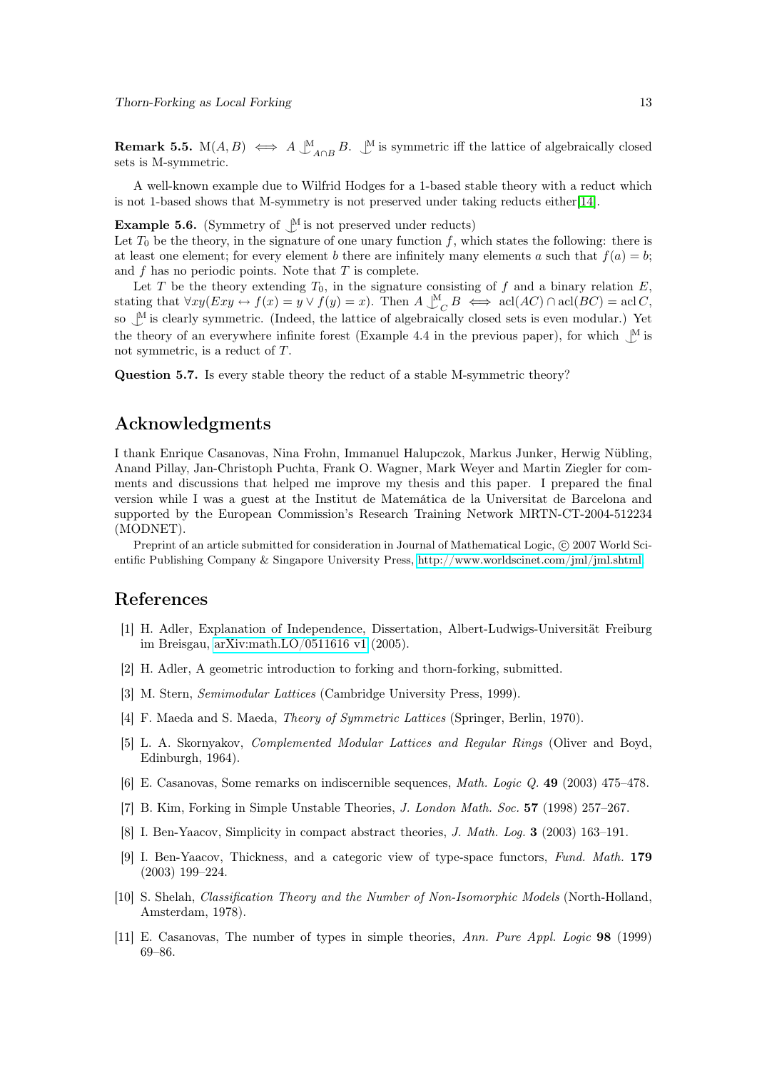**Remark 5.5.** $\mathrm{M}(A,B) \iff A \mathop{\smile\!\!\!\!\!\mid}^{\mathrm{M}}_{A\cap B} B$. $\mathop{\smile\!\!\!\!\!\mid}^{\mathrm{M}}$ is symmetric iff the lattice of algebraically closed sets is M-symmetric.

A well-known example due to Wilfrid Hodges for a 1-based stable theory with a reduct which is not 1-based shows that M-symmetry is not preserved under taking reducts either[14].

**Example 5.6.** (Symmetry of $\mathop{\smile\!\!\!\!\!\mid}^{\mathrm{M}}$ is not preserved under reducts)
Let $T_0$ be the theory, in the signature of one unary function $f$, which states the following: there is at least one element; for every element $b$ there are infinitely many elements $a$ such that $f(a) = b$; and $f$ has no periodic points. Note that $T$ is complete.

Let $T$ be the theory extending $T_0$, in the signature consisting of $f$ and a binary relation $E$, stating that $\forall xy(Exy \leftrightarrow f(x) = y \vee f(y) = x)$. Then $A \mathop{\smile\!\!\!\!\!\mid}^{\mathrm{M}}_{C} B \iff \operatorname{acl}(AC) \cap \operatorname{acl}(BC) = \operatorname{acl} C$, so $\mathop{\smile\!\!\!\!\!\mid}^{\mathrm{M}}$ is clearly symmetric. (Indeed, the lattice of algebraically closed sets is even modular.) Yet the theory of an everywhere infinite forest (Example 4.4 in the previous paper), for which $\mathop{\smile\!\!\!\!\!\mid}^{\mathrm{M}}$ is not symmetric, is a reduct of $T$.

**Question 5.7.** Is every stable theory the reduct of a stable M-symmetric theory?

## Acknowledgments

I thank Enrique Casanovas, Nina Frohn, Immanuel Halupczok, Markus Junker, Herwig Nübling, Anand Pillay, Jan-Christoph Puchta, Frank O. Wagner, Mark Weyer and Martin Ziegler for comments and discussions that helped me improve my thesis and this paper. I prepared the final version while I was a guest at the Institut de Matemática de la Universitat de Barcelona and supported by the European Commission's Research Training Network MRTN-CT-2004-512234 (MODNET).

Preprint of an article submitted for consideration in Journal of Mathematical Logic, © 2007 World Scientific Publishing Company & Singapore University Press, http://www.worldscinet.com/jml/jml.shtml

## References

[1] H. Adler, Explanation of Independence, Dissertation, Albert-Ludwigs-Universität Freiburg im Breisgau, arXiv:math.LO/0511616 v1 (2005).

[2] H. Adler, A geometric introduction to forking and thorn-forking, submitted.

[3] M. Stern, *Semimodular Lattices* (Cambridge University Press, 1999).

[4] F. Maeda and S. Maeda, *Theory of Symmetric Lattices* (Springer, Berlin, 1970).

[5] L. A. Skornyakov, *Complemented Modular Lattices and Regular Rings* (Oliver and Boyd, Edinburgh, 1964).

[6] E. Casanovas, Some remarks on indiscernible sequences, *Math. Logic Q.* **49** (2003) 475–478.

[7] B. Kim, Forking in Simple Unstable Theories, *J. London Math. Soc.* **57** (1998) 257–267.

[8] I. Ben-Yaacov, Simplicity in compact abstract theories, *J. Math. Log.* **3** (2003) 163–191.

[9] I. Ben-Yaacov, Thickness, and a categoric view of type-space functors, *Fund. Math.* **179** (2003) 199–224.

[10] S. Shelah, *Classification Theory and the Number of Non-Isomorphic Models* (North-Holland, Amsterdam, 1978).

[11] E. Casanovas, The number of types in simple theories, *Ann. Pure Appl. Logic* **98** (1999) 69–86.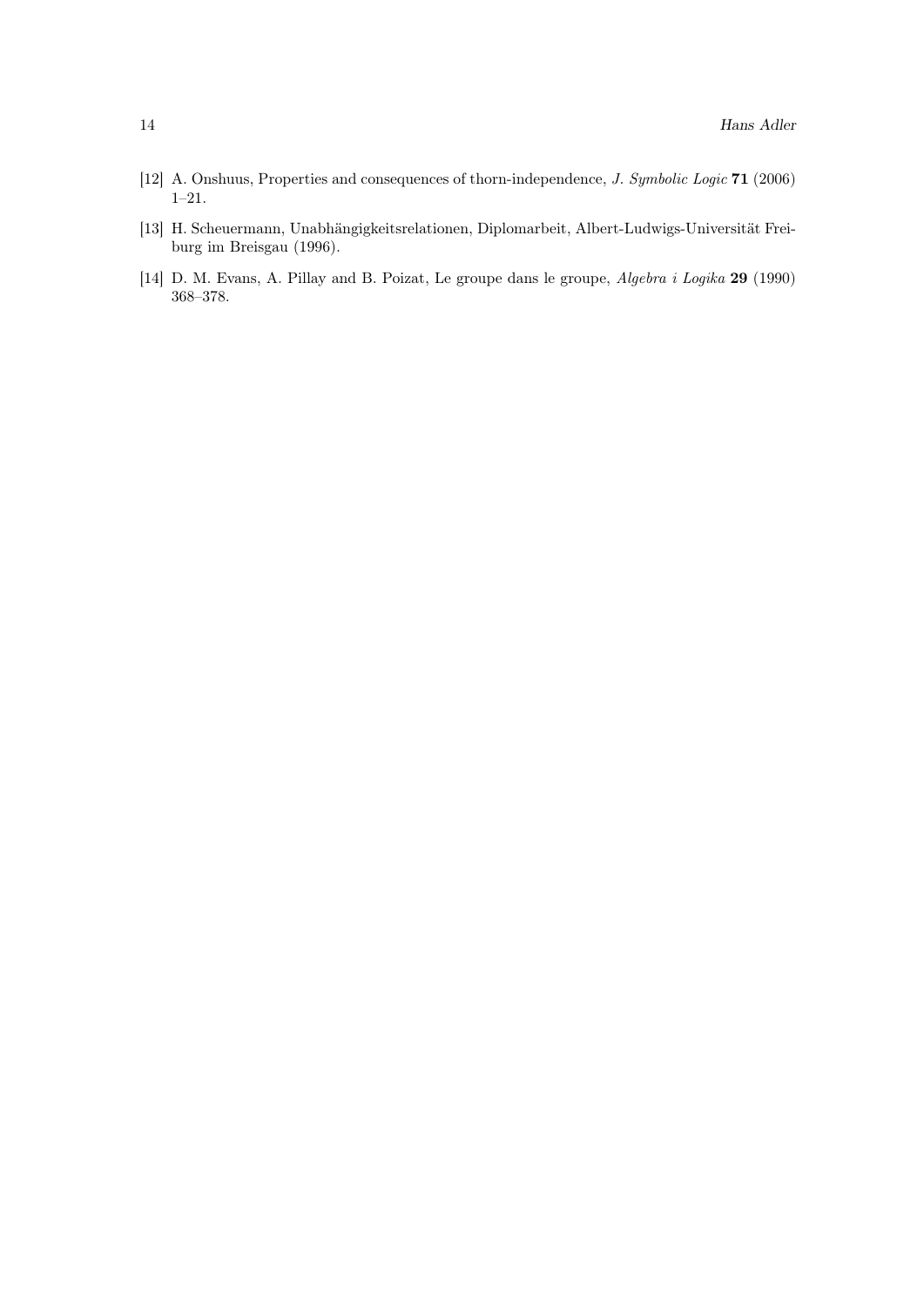[12] A. Onshuus, Properties and consequences of thorn-independence, *J. Symbolic Logic* **71** (2006) 1–21.

[13] H. Scheuermann, Unabhängigkeitsrelationen, Diplomarbeit, Albert-Ludwigs-Universität Freiburg im Breisgau (1996).

[14] D. M. Evans, A. Pillay and B. Poizat, Le groupe dans le groupe, *Algebra i Logika* **29** (1990) 368–378.